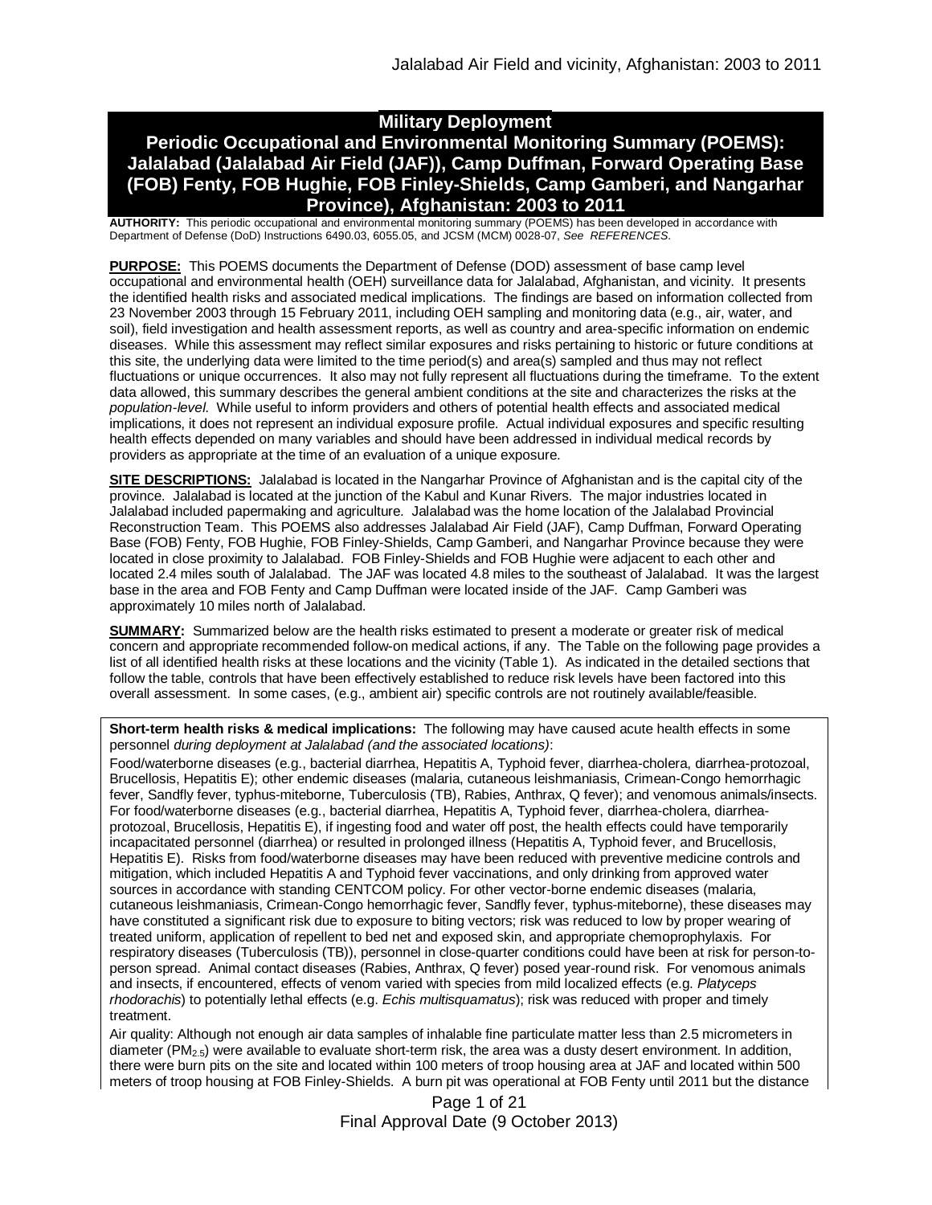# Military Deployment

## Periodic Occupational and Environmental Monitoring Summary (POEMS): Jalalabad (Jalalabad Air Field (JAF)), Camp Duffman, Forward Operating Base (FOB) Fenty, FOB Hughie, FOB Finley-Shields, Camp Gamberi, and Nangarhar Province), Afghanistan: 2003 to 2011

**AUTHORITY:** This periodic occupational and environmental monitoring summary (POEMS) has been developed in accordance with Department of Defense (DoD) Instructions 6490.03, 6055.05, and JCSM (MCM) 0028-07, *See REFERENCES.*

**PURPOSE:** This POEMS documents the Department of Defense (DOD) assessment of base camp level occupational and environmental health (OEH) surveillance data for Jalalabad, Afghanistan, and vicinity. It presents the identified health risks and associated medical implications. The findings are based on information collected from 23 November 2003 through 15 February 2011, including OEH sampling and monitoring data (e.g., air, water, and soil), field investigation and health assessment reports, as well as country and area-specific information on endemic diseases. While this assessment may reflect similar exposures and risks pertaining to historic or future conditions at this site, the underlying data were limited to the time period(s) and area(s) sampled and thus may not reflect fluctuations or unique occurrences. It also may not fully represent all fluctuations during the timeframe. To the extent data allowed, this summary describes the general ambient conditions at the site and characterizes the risks at the *population-level*. While useful to inform providers and others of potential health effects and associated medical implications, it does not represent an individual exposure profile. Actual individual exposures and specific resulting health effects depended on many variables and should have been addressed in individual medical records by providers as appropriate at the time of an evaluation of a unique exposure.

**SITE DESCRIPTIONS:** Jalalabad is located in the Nangarhar Province of Afghanistan and is the capital city of the province. Jalalabad is located at the junction of the Kabul and Kunar Rivers. The major industries located in Jalalabad included papermaking and agriculture. Jalalabad was the home location of the Jalalabad Provincial Reconstruction Team. This POEMS also addresses Jalalabad Air Field (JAF), Camp Duffman, Forward Operating Base (FOB) Fenty, FOB Hughie, FOB Finley-Shields, Camp Gamberi, and Nangarhar Province because they were located in close proximity to Jalalabad. FOB Finley-Shields and FOB Hughie were adjacent to each other and located 2.4 miles south of Jalalabad. The JAF was located 4.8 miles to the southeast of Jalalabad. It was the largest base in the area and FOB Fenty and Camp Duffman were located inside of the JAF. Camp Gamberi was approximately 10 miles north of Jalalabad.

**SUMMARY:** Summarized below are the health risks estimated to present a moderate or greater risk of medical concern and appropriate recommended follow-on medical actions, if any. The Table on the following page provides a list of all identified health risks at these locations and the vicinity (Table 1). As indicated in the detailed sections that follow the table, controls that have been effectively established to reduce risk levels have been factored into this overall assessment. In some cases, (e.g., ambient air) specific controls are not routinely available/feasible.

**Short-term health risks & medical implications:** The following may have caused acute health effects in some personnel *during deployment at Jalalabad (and the associated locations)*:

Food/waterborne diseases (e.g., bacterial diarrhea, Hepatitis A, Typhoid fever, diarrhea-cholera, diarrhea-protozoal, Brucellosis, Hepatitis E); other endemic diseases (malaria, cutaneous leishmaniasis, Crimean-Congo hemorrhagic fever, Sandfly fever, typhus-miteborne, Tuberculosis (TB), Rabies, Anthrax, Q fever); and venomous animals/insects. For food/waterborne diseases (e.g., bacterial diarrhea, Hepatitis A, Typhoid fever, diarrhea-cholera, diarrhea-protozoal, Brucellosis, Hepatitis E), if ingesting food and water off post, the health effects could have temporarily incapacitated personnel (diarrhea) or resulted in prolonged illness (Hepatitis A, Typhoid fever, and Brucellosis, Hepatitis E). Risks from food/waterborne diseases may have been reduced with preventive medicine controls and mitigation, which included Hepatitis A and Typhoid fever vaccinations, and only drinking from approved water sources in accordance with standing CENTCOM policy. For other vector-borne endemic diseases (malaria, cutaneous leishmaniasis, Crimean-Congo hemorrhagic fever, Sandfly fever, typhus-miteborne), these diseases may have constituted a significant risk due to exposure to biting vectors; risk was reduced to low by proper wearing of treated uniform, application of repellent to bed net and exposed skin, and appropriate chemoprophylaxis. For respiratory diseases (Tuberculosis (TB)), personnel in close-quarter conditions could have been at risk for person-to-person spread. Animal contact diseases (Rabies, Anthrax, Q fever) posed year-round risk. For venomous animals and insects, if encountered, effects of venom varied with species from mild localized effects (e.g. *Platyceps rhodorachis*) to potentially lethal effects (e.g. *Echis multisquamatus*); risk was reduced with proper and timely treatment.

Air quality: Although not enough air data samples of inhalable fine particulate matter less than 2.5 micrometers in diameter ($PM_{2.5}$) were available to evaluate short-term risk, the area was a dusty desert environment. In addition, there were burn pits on the site and located within 100 meters of troop housing area at JAF and located within 500 meters of troop housing at FOB Finley-Shields. A burn pit was operational at FOB Fenty until 2011 but the distance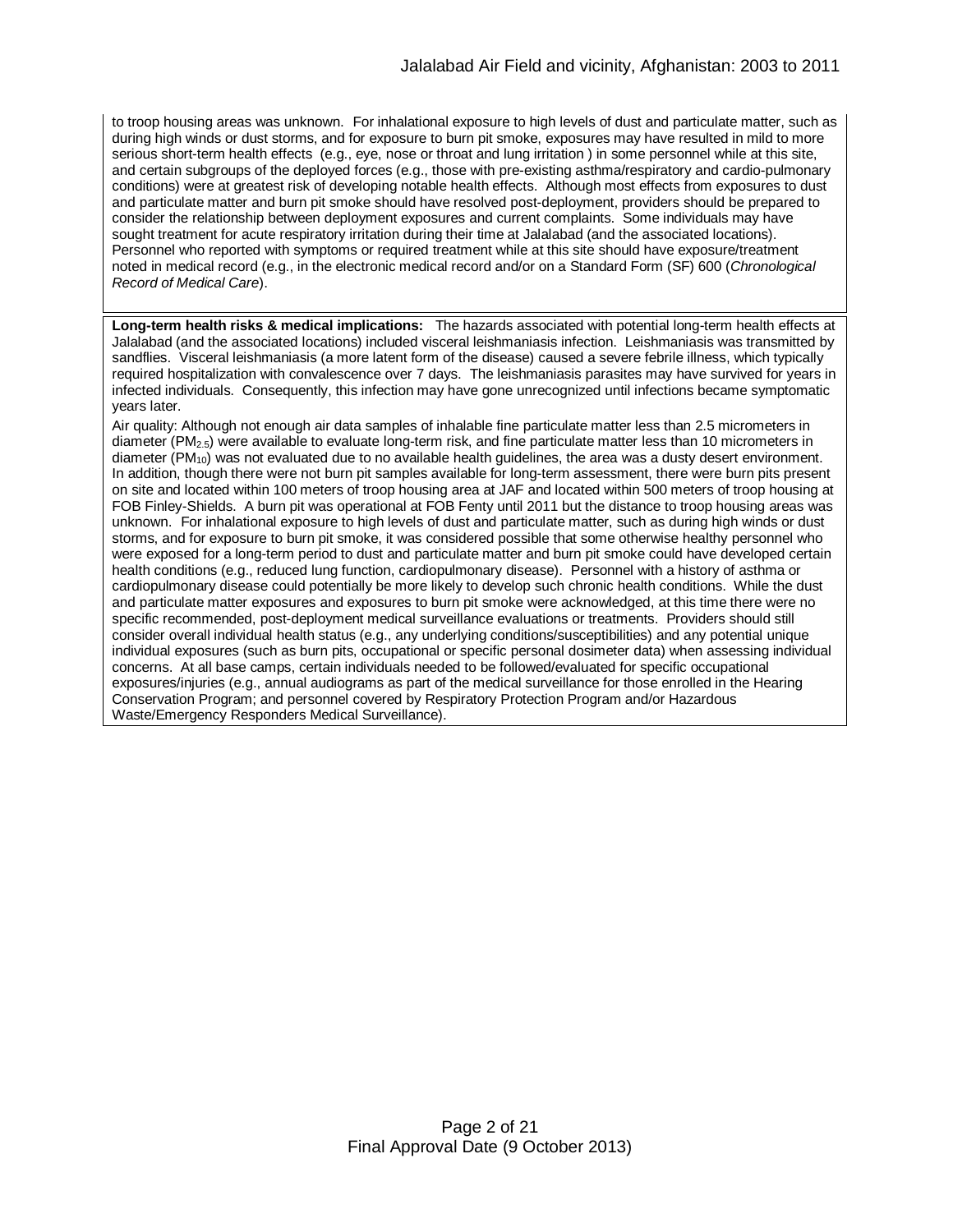to troop housing areas was unknown. For inhalational exposure to high levels of dust and particulate matter, such as during high winds or dust storms, and for exposure to burn pit smoke, exposures may have resulted in mild to more serious short-term health effects (e.g., eye, nose or throat and lung irritation ) in some personnel while at this site, and certain subgroups of the deployed forces (e.g., those with pre-existing asthma/respiratory and cardio-pulmonary conditions) were at greatest risk of developing notable health effects. Although most effects from exposures to dust and particulate matter and burn pit smoke should have resolved post-deployment, providers should be prepared to consider the relationship between deployment exposures and current complaints. Some individuals may have sought treatment for acute respiratory irritation during their time at Jalalabad (and the associated locations). Personnel who reported with symptoms or required treatment while at this site should have exposure/treatment noted in medical record (e.g., in the electronic medical record and/or on a Standard Form (SF) 600 (*Chronological Record of Medical Care*).

**Long-term health risks & medical implications:** The hazards associated with potential long-term health effects at Jalalabad (and the associated locations) included visceral leishmaniasis infection. Leishmaniasis was transmitted by sandflies. Visceral leishmaniasis (a more latent form of the disease) caused a severe febrile illness, which typically required hospitalization with convalescence over 7 days. The leishmaniasis parasites may have survived for years in infected individuals. Consequently, this infection may have gone unrecognized until infections became symptomatic years later.

Air quality: Although not enough air data samples of inhalable fine particulate matter less than 2.5 micrometers in diameter ($PM_{2.5}$) were available to evaluate long-term risk, and fine particulate matter less than 10 micrometers in diameter ($PM_{10}$) was not evaluated due to no available health guidelines, the area was a dusty desert environment. In addition, though there were not burn pit samples available for long-term assessment, there were burn pits present on site and located within 100 meters of troop housing area at JAF and located within 500 meters of troop housing at FOB Finley-Shields. A burn pit was operational at FOB Fenty until 2011 but the distance to troop housing areas was unknown. For inhalational exposure to high levels of dust and particulate matter, such as during high winds or dust storms, and for exposure to burn pit smoke, it was considered possible that some otherwise healthy personnel who were exposed for a long-term period to dust and particulate matter and burn pit smoke could have developed certain health conditions (e.g., reduced lung function, cardiopulmonary disease). Personnel with a history of asthma or cardiopulmonary disease could potentially be more likely to develop such chronic health conditions. While the dust and particulate matter exposures and exposures to burn pit smoke were acknowledged, at this time there were no specific recommended, post-deployment medical surveillance evaluations or treatments. Providers should still consider overall individual health status (e.g., any underlying conditions/susceptibilities) and any potential unique individual exposures (such as burn pits, occupational or specific personal dosimeter data) when assessing individual concerns. At all base camps, certain individuals needed to be followed/evaluated for specific occupational exposures/injuries (e.g., annual audiograms as part of the medical surveillance for those enrolled in the Hearing Conservation Program; and personnel covered by Respiratory Protection Program and/or Hazardous Waste/Emergency Responders Medical Surveillance).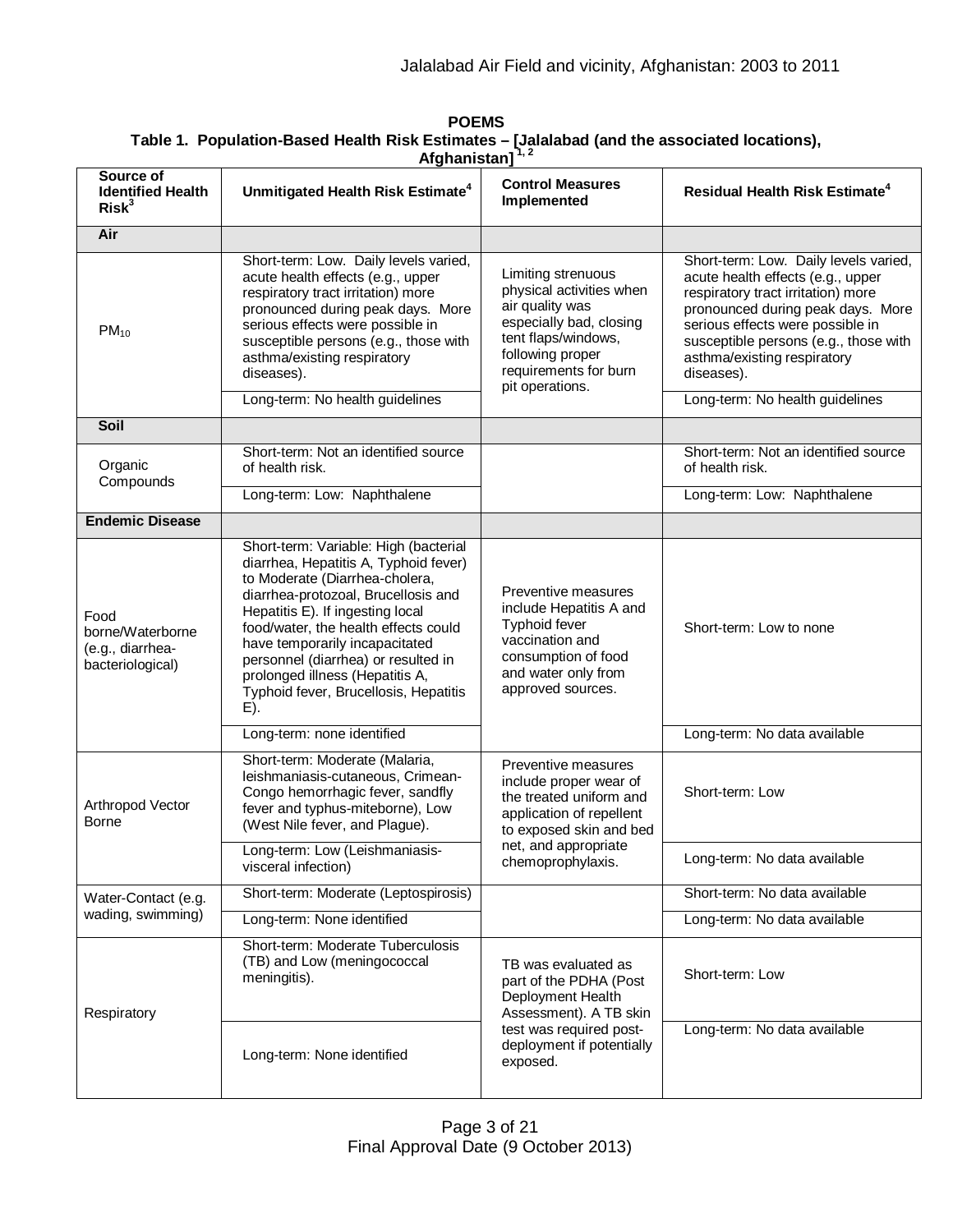**POEMS**

**Table 1. Population-Based Health Risk Estimates – [Jalalabad (and the associated locations), Afghanistan] [1, 2]**

| Source of Identified Health Risk[3] | Unmitigated Health Risk Estimate[4] | Control Measures Implemented | Residual Health Risk Estimate[4] |
|---|---|---|---|
| **Air** | | | |
| $PM_{10}$ | Short-term: Low. Daily levels varied, acute health effects (e.g., upper respiratory tract irritation) more pronounced during peak days. More serious effects were possible in susceptible persons (e.g., those with asthma/existing respiratory diseases). | Limiting strenuous physical activities when air quality was especially bad, closing tent flaps/windows, following proper requirements for burn pit operations. | Short-term: Low. Daily levels varied, acute health effects (e.g., upper respiratory tract irritation) more pronounced during peak days. More serious effects were possible in susceptible persons (e.g., those with asthma/existing respiratory diseases). |
| | Long-term: No health guidelines | | Long-term: No health guidelines |
| **Soil** | | | |
| Organic Compounds | Short-term: Not an identified source of health risk. | | Short-term: Not an identified source of health risk. |
| | Long-term: Low: Naphthalene | | Long-term: Low: Naphthalene |
| **Endemic Disease** | | | |
| Food borne/Waterborne (e.g., diarrhea-bacteriological) | Short-term: Variable: High (bacterial diarrhea, Hepatitis A, Typhoid fever) to Moderate (Diarrhea-cholera, diarrhea-protozoal, Brucellosis and Hepatitis E). If ingesting local food/water, the health effects could have temporarily incapacitated personnel (diarrhea) or resulted in prolonged illness (Hepatitis A, Typhoid fever, Brucellosis, Hepatitis E). | Preventive measures include Hepatitis A and Typhoid fever vaccination and consumption of food and water only from approved sources. | Short-term: Low to none |
| | Long-term: none identified | | Long-term: No data available |
| Arthropod Vector Borne | Short-term: Moderate (Malaria, leishmaniasis-cutaneous, Crimean-Congo hemorrhagic fever, sandfly fever and typhus-miteborne), Low (West Nile fever, and Plague). | Preventive measures include proper wear of the treated uniform and application of repellent to exposed skin and bed net, and appropriate chemoprophylaxis. | Short-term: Low |
| | Long-term: Low (Leishmaniasis-visceral infection) | | Long-term: No data available |
| Water-Contact (e.g. wading, swimming) | Short-term: Moderate (Leptospirosis) | | Short-term: No data available |
| | Long-term: None identified | | Long-term: No data available |
| Respiratory | Short-term: Moderate Tuberculosis (TB) and Low (meningococcal meningitis). | TB was evaluated as part of the PDHA (Post Deployment Health Assessment). A TB skin test was required post-deployment if potentially exposed. | Short-term: Low |
| | Long-term: None identified | | Long-term: No data available |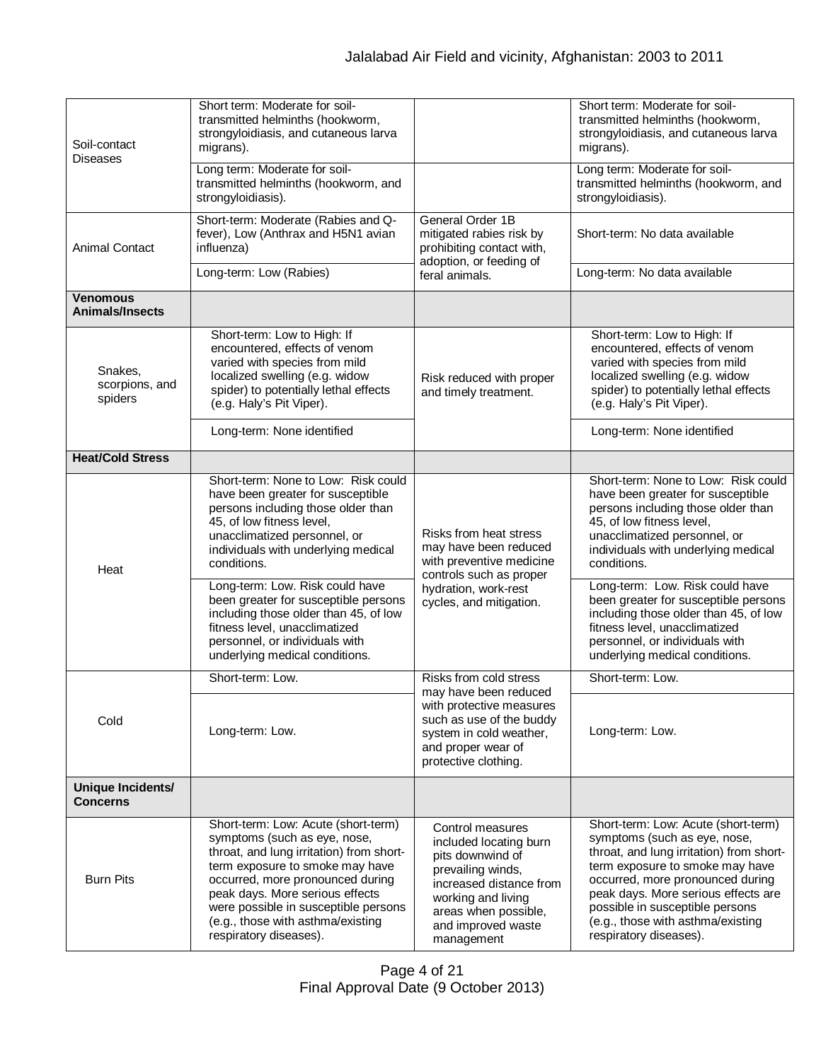| | | | |
|---|---|---|---|
| Soil-contact Diseases | Short term: Moderate for soil-transmitted helminths (hookworm, strongyloidiasis, and cutaneous larva migrans). | | Short term: Moderate for soil-transmitted helminths (hookworm, strongyloidiasis, and cutaneous larva migrans). |
| | Long term: Moderate for soil-transmitted helminths (hookworm, and strongyloidiasis). | | Long term: Moderate for soil-transmitted helminths (hookworm, and strongyloidiasis). |
| Animal Contact | Short-term: Moderate (Rabies and Q-fever), Low (Anthrax and H5N1 avian influenza) | General Order 1B mitigated rabies risk by prohibiting contact with, adoption, or feeding of feral animals. | Short-term: No data available |
| | Long-term: Low (Rabies) | | Long-term: No data available |
| **Venomous Animals/Insects** | | | |
| Snakes, scorpions, and spiders | Short-term: Low to High: If encountered, effects of venom varied with species from mild localized swelling (e.g. widow spider) to potentially lethal effects (e.g. Haly's Pit Viper). | Risk reduced with proper and timely treatment. | Short-term: Low to High: If encountered, effects of venom varied with species from mild localized swelling (e.g. widow spider) to potentially lethal effects (e.g. Haly's Pit Viper). |
| | Long-term: None identified | | Long-term: None identified |
| **Heat/Cold Stress** | | | |
| Heat | Short-term: None to Low: Risk could have been greater for susceptible persons including those older than 45, of low fitness level, unacclimatized personnel, or individuals with underlying medical conditions. | Risks from heat stress may have been reduced with preventive medicine controls such as proper hydration, work-rest cycles, and mitigation. | Short-term: None to Low: Risk could have been greater for susceptible persons including those older than 45, of low fitness level, unacclimatized personnel, or individuals with underlying medical conditions. |
| | Long-term: Low. Risk could have been greater for susceptible persons including those older than 45, of low fitness level, unacclimatized personnel, or individuals with underlying medical conditions. | | Long-term: Low. Risk could have been greater for susceptible persons including those older than 45, of low fitness level, unacclimatized personnel, or individuals with underlying medical conditions. |
| Cold | Short-term: Low. | Risks from cold stress may have been reduced with protective measures such as use of the buddy system in cold weather, and proper wear of protective clothing. | Short-term: Low. |
| | Long-term: Low. | | Long-term: Low. |
| **Unique Incidents/ Concerns** | | | |
| Burn Pits | Short-term: Low: Acute (short-term) symptoms (such as eye, nose, throat, and lung irritation) from short-term exposure to smoke may have occurred, more pronounced during peak days. More serious effects were possible in susceptible persons (e.g., those with asthma/existing respiratory diseases). | Control measures included locating burn pits downwind of prevailing winds, increased distance from working and living areas when possible, and improved waste management | Short-term: Low: Acute (short-term) symptoms (such as eye, nose, throat, and lung irritation) from short-term exposure to smoke may have occurred, more pronounced during peak days. More serious effects are possible in susceptible persons (e.g., those with asthma/existing respiratory diseases). |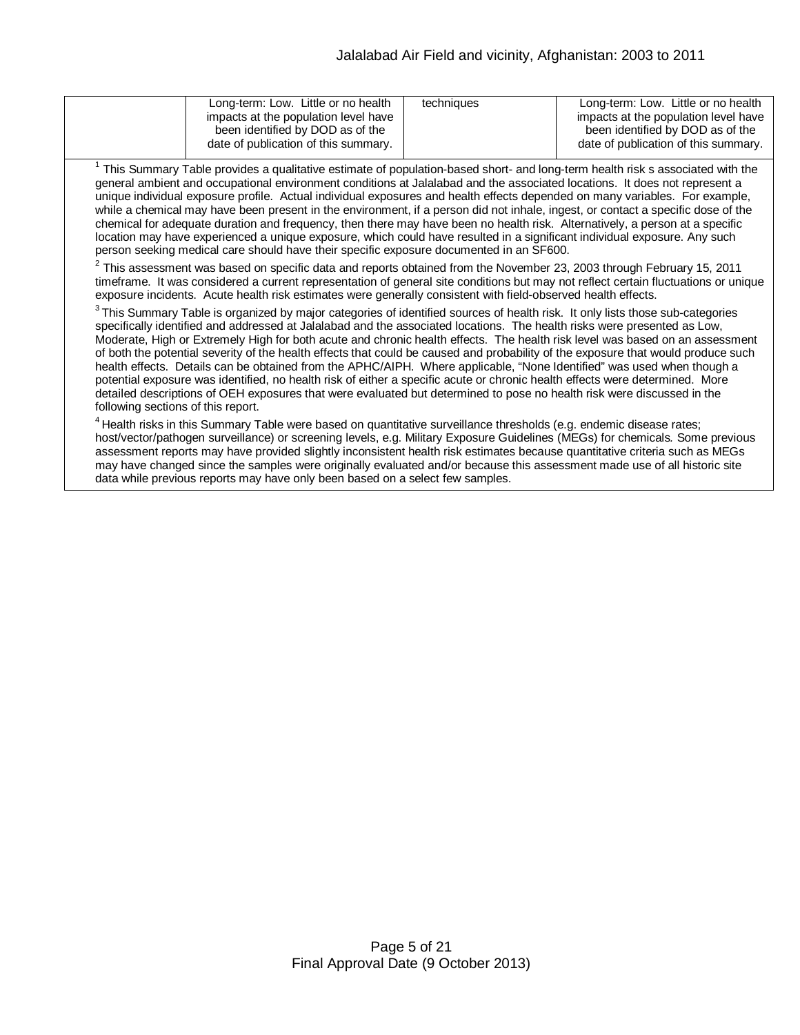| | | | |
|---|---|---|---|
| | Long-term: Low. Little or no health impacts at the population level have been identified by DOD as of the date of publication of this summary. | techniques | Long-term: Low. Little or no health impacts at the population level have been identified by DOD as of the date of publication of this summary. |

[1] This Summary Table provides a qualitative estimate of population-based short- and long-term health risk s associated with the general ambient and occupational environment conditions at Jalalabad and the associated locations. It does not represent a unique individual exposure profile. Actual individual exposures and health effects depended on many variables. For example, while a chemical may have been present in the environment, if a person did not inhale, ingest, or contact a specific dose of the chemical for adequate duration and frequency, then there may have been no health risk. Alternatively, a person at a specific location may have experienced a unique exposure, which could have resulted in a significant individual exposure. Any such person seeking medical care should have their specific exposure documented in an SF600.

[2] This assessment was based on specific data and reports obtained from the November 23, 2003 through February 15, 2011 timeframe. It was considered a current representation of general site conditions but may not reflect certain fluctuations or unique exposure incidents. Acute health risk estimates were generally consistent with field-observed health effects.

[3] This Summary Table is organized by major categories of identified sources of health risk. It only lists those sub-categories specifically identified and addressed at Jalalabad and the associated locations. The health risks were presented as Low, Moderate, High or Extremely High for both acute and chronic health effects. The health risk level was based on an assessment of both the potential severity of the health effects that could be caused and probability of the exposure that would produce such health effects. Details can be obtained from the APHC/AIPH. Where applicable, "None Identified" was used when though a potential exposure was identified, no health risk of either a specific acute or chronic health effects were determined. More detailed descriptions of OEH exposures that were evaluated but determined to pose no health risk were discussed in the following sections of this report.

[4] Health risks in this Summary Table were based on quantitative surveillance thresholds (e.g. endemic disease rates; host/vector/pathogen surveillance) or screening levels, e.g. Military Exposure Guidelines (MEGs) for chemicals. Some previous assessment reports may have provided slightly inconsistent health risk estimates because quantitative criteria such as MEGs may have changed since the samples were originally evaluated and/or because this assessment made use of all historic site data while previous reports may have only been based on a select few samples.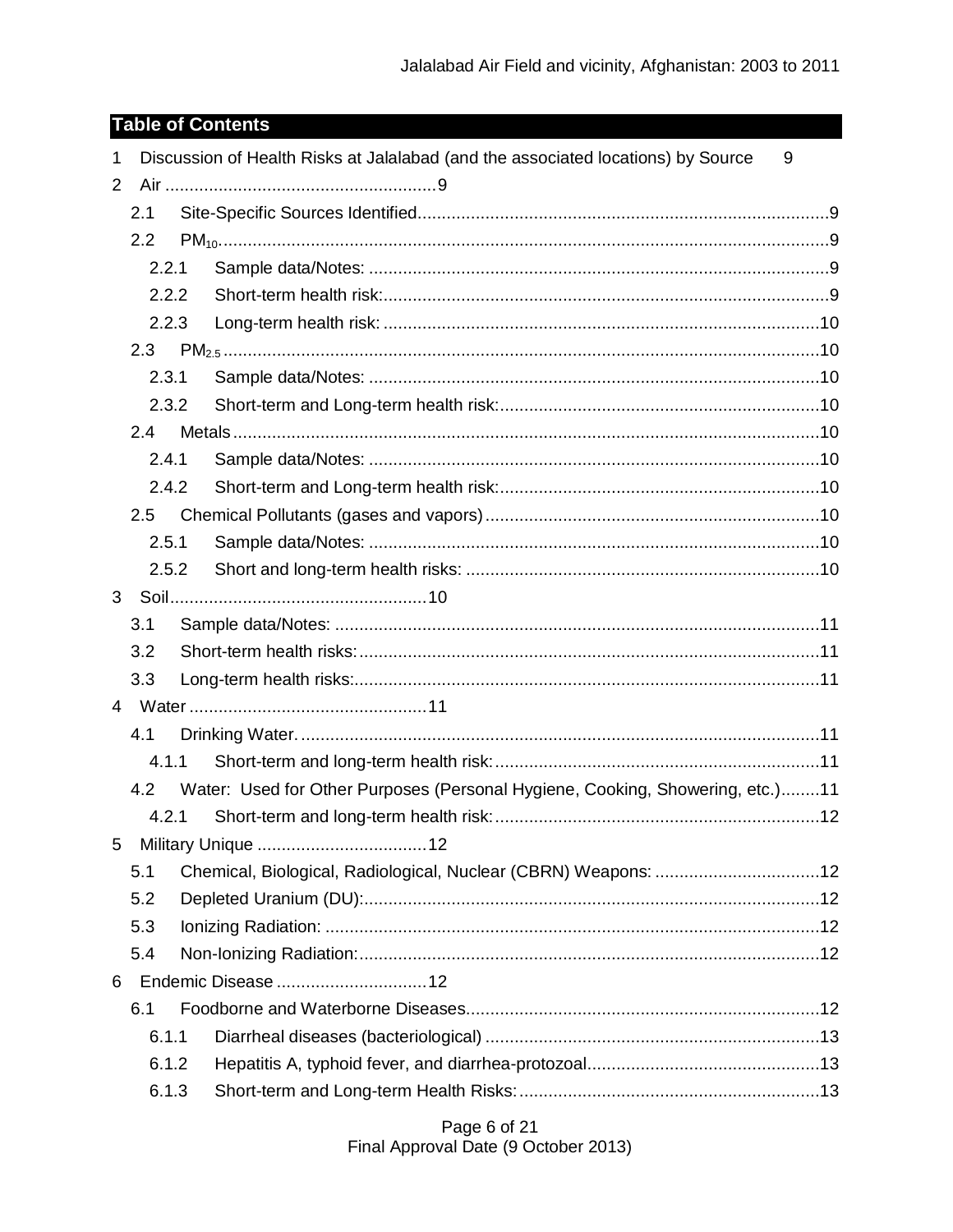## Table of Contents

1 Discussion of Health Risks at Jalalabad (and the associated locations) by Source 9

2 Air 9

- 2.1 Site-Specific Sources Identified 9
- 2.2 $PM_{10}$ 9
  - 2.2.1 Sample data/Notes: 9
  - 2.2.2 Short-term health risk: 9
  - 2.2.3 Long-term health risk: 10
- 2.3 $PM_{2.5}$ 10
  - 2.3.1 Sample data/Notes: 10
  - 2.3.2 Short-term and Long-term health risk: 10
- 2.4 Metals 10
  - 2.4.1 Sample data/Notes: 10
  - 2.4.2 Short-term and Long-term health risk: 10
- 2.5 Chemical Pollutants (gases and vapors) 10
  - 2.5.1 Sample data/Notes: 10
  - 2.5.2 Short and long-term health risks: 10

3 Soil 10

- 3.1 Sample data/Notes: 11
- 3.2 Short-term health risks: 11
- 3.3 Long-term health risks: 11

4 Water 11

- 4.1 Drinking Water. 11
  - 4.1.1 Short-term and long-term health risk: 11
- 4.2 Water: Used for Other Purposes (Personal Hygiene, Cooking, Showering, etc.) 11
  - 4.2.1 Short-term and long-term health risk: 12

5 Military Unique 12

- 5.1 Chemical, Biological, Radiological, Nuclear (CBRN) Weapons: 12
- 5.2 Depleted Uranium (DU): 12
- 5.3 Ionizing Radiation: 12
- 5.4 Non-Ionizing Radiation: 12

6 Endemic Disease 12

- 6.1 Foodborne and Waterborne Diseases 12
  - 6.1.1 Diarrheal diseases (bacteriological) 13
  - 6.1.2 Hepatitis A, typhoid fever, and diarrhea-protozoal 13
  - 6.1.3 Short-term and Long-term Health Risks: 13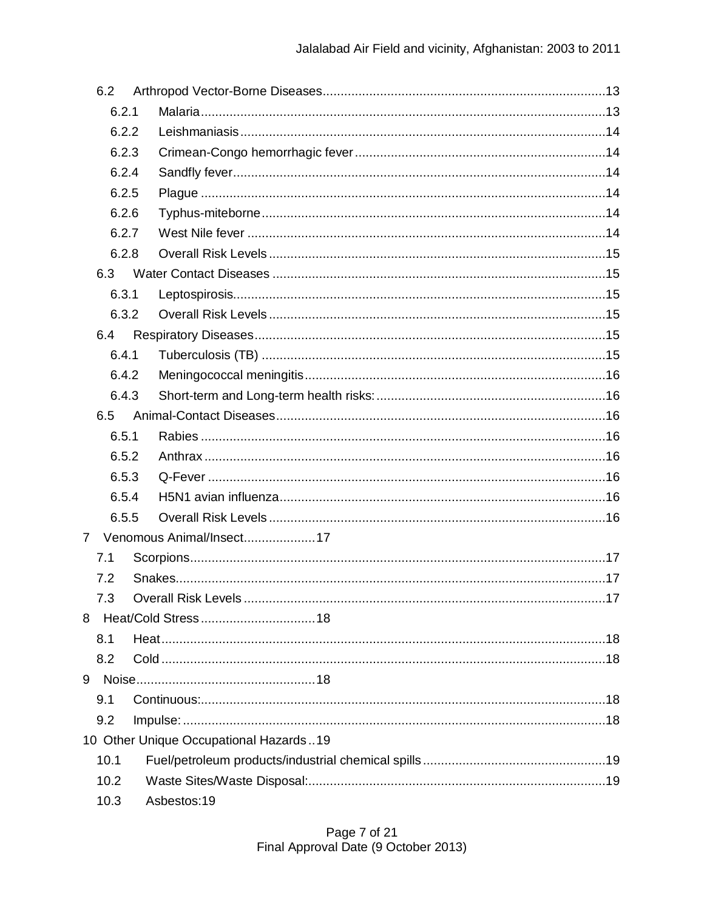- 6.2 Arthropod Vector-Borne Diseases ..... 13
  - 6.2.1 Malaria ..... 13
  - 6.2.2 Leishmaniasis ..... 14
  - 6.2.3 Crimean-Congo hemorrhagic fever ..... 14
  - 6.2.4 Sandfly fever ..... 14
  - 6.2.5 Plague ..... 14
  - 6.2.6 Typhus-miteborne ..... 14
  - 6.2.7 West Nile fever ..... 14
  - 6.2.8 Overall Risk Levels ..... 15
- 6.3 Water Contact Diseases ..... 15
  - 6.3.1 Leptospirosis ..... 15
  - 6.3.2 Overall Risk Levels ..... 15
- 6.4 Respiratory Diseases ..... 15
  - 6.4.1 Tuberculosis (TB) ..... 15
  - 6.4.2 Meningococcal meningitis ..... 16
  - 6.4.3 Short-term and Long-term health risks: ..... 16
- 6.5 Animal-Contact Diseases ..... 16
  - 6.5.1 Rabies ..... 16
  - 6.5.2 Anthrax ..... 16
  - 6.5.3 Q-Fever ..... 16
  - 6.5.4 H5N1 avian influenza ..... 16
  - 6.5.5 Overall Risk Levels ..... 16

7 Venomous Animal/Insect ..... 17
- 7.1 Scorpions ..... 17
- 7.2 Snakes ..... 17
- 7.3 Overall Risk Levels ..... 17

8 Heat/Cold Stress ..... 18
- 8.1 Heat ..... 18
- 8.2 Cold ..... 18

9 Noise ..... 18
- 9.1 Continuous: ..... 18
- 9.2 Impulse: ..... 18

10 Other Unique Occupational Hazards ..... 19
- 10.1 Fuel/petroleum products/industrial chemical spills ..... 19
- 10.2 Waste Sites/Waste Disposal: ..... 19
- 10.3 Asbestos: 19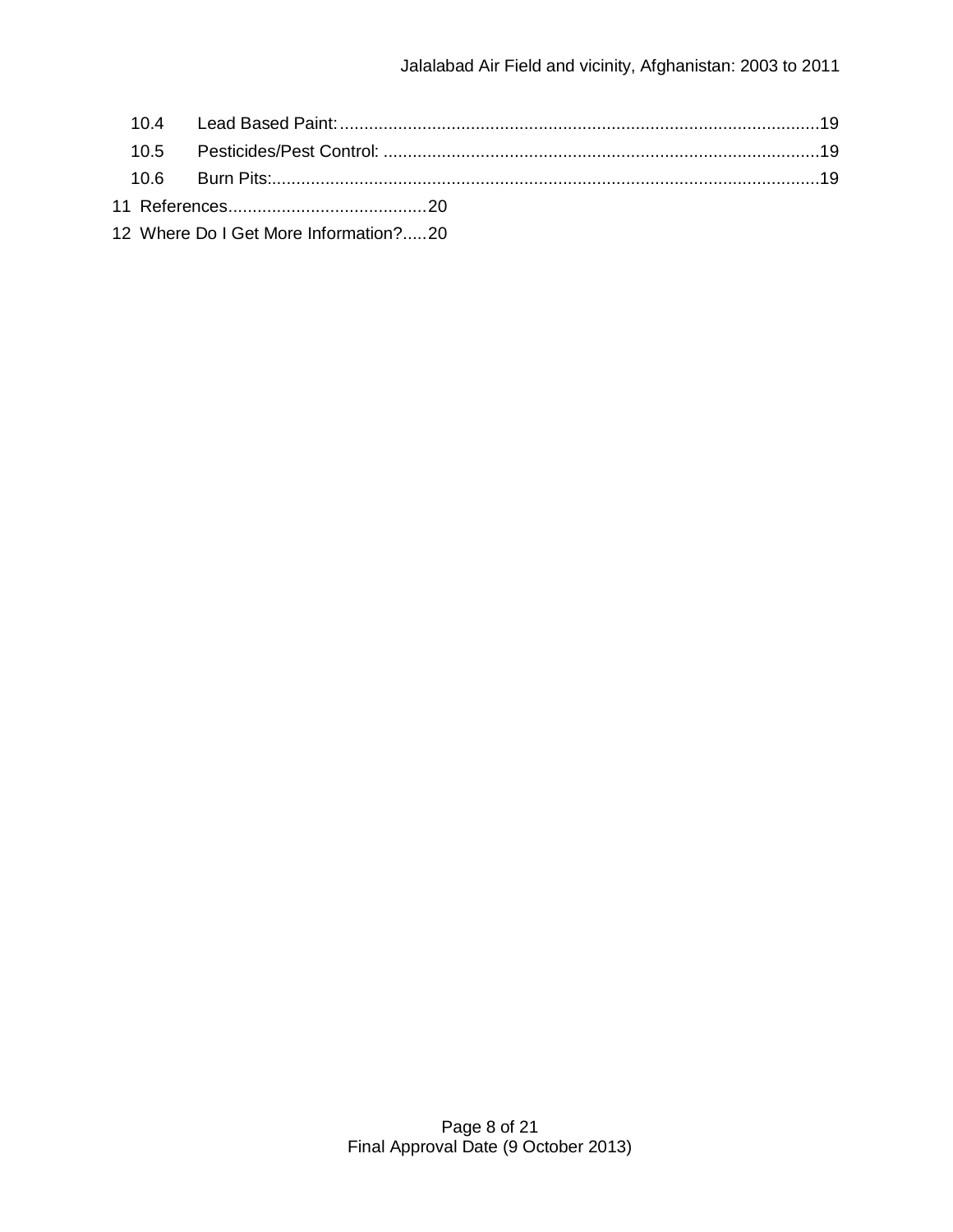10.4 Lead Based Paint: ..................................................................................................19

10.5 Pesticides/Pest Control: .........................................................................................19

10.6 Burn Pits:................................................................................................................19

11 References.........................................20

12 Where Do I Get More Information?.....20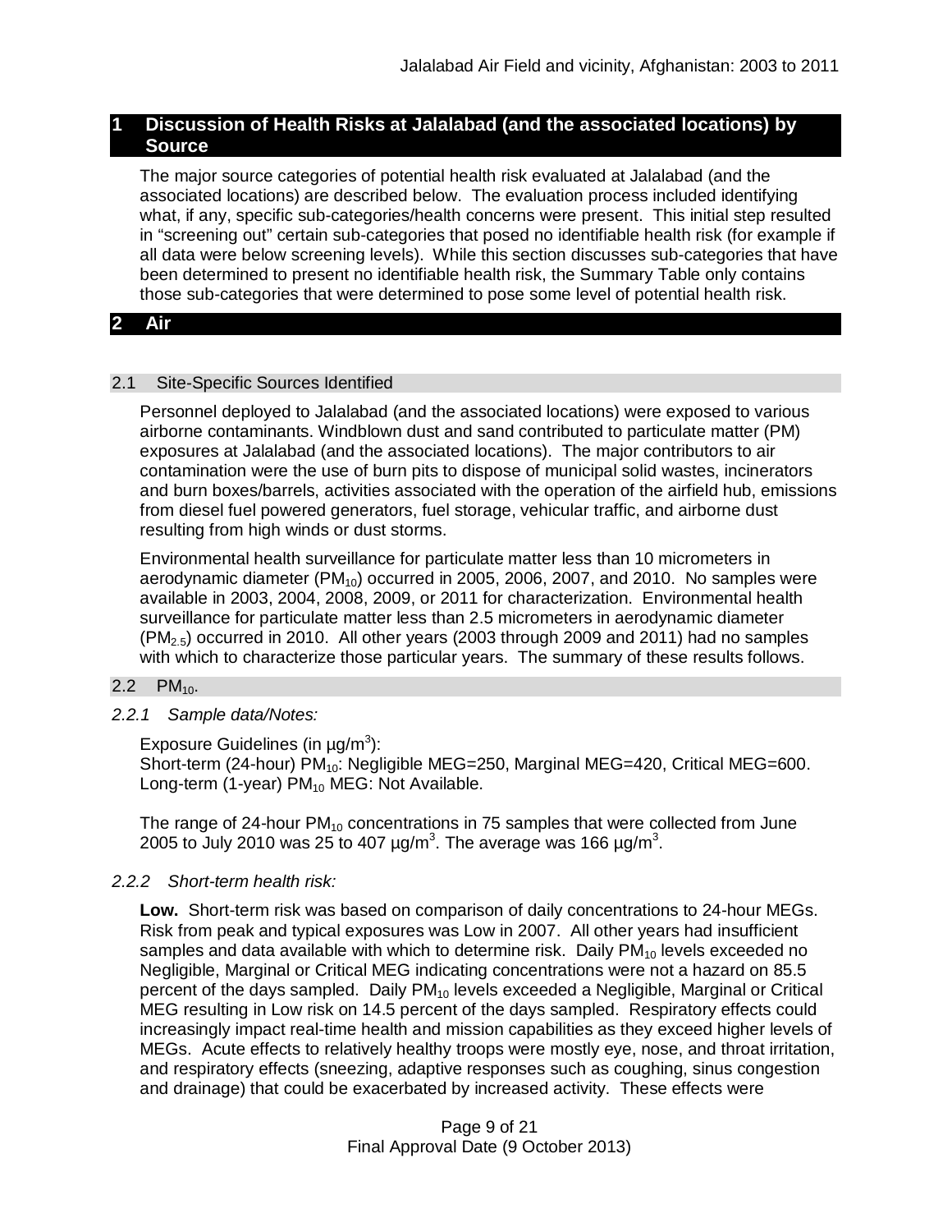# 1 Discussion of Health Risks at Jalalabad (and the associated locations) by Source

The major source categories of potential health risk evaluated at Jalalabad (and the associated locations) are described below. The evaluation process included identifying what, if any, specific sub-categories/health concerns were present. This initial step resulted in "screening out" certain sub-categories that posed no identifiable health risk (for example if all data were below screening levels). While this section discusses sub-categories that have been determined to present no identifiable health risk, the Summary Table only contains those sub-categories that were determined to pose some level of potential health risk.

# 2 Air

## 2.1 Site-Specific Sources Identified

Personnel deployed to Jalalabad (and the associated locations) were exposed to various airborne contaminants. Windblown dust and sand contributed to particulate matter (PM) exposures at Jalalabad (and the associated locations). The major contributors to air contamination were the use of burn pits to dispose of municipal solid wastes, incinerators and burn boxes/barrels, activities associated with the operation of the airfield hub, emissions from diesel fuel powered generators, fuel storage, vehicular traffic, and airborne dust resulting from high winds or dust storms.

Environmental health surveillance for particulate matter less than 10 micrometers in aerodynamic diameter ($PM_{10}$) occurred in 2005, 2006, 2007, and 2010. No samples were available in 2003, 2004, 2008, 2009, or 2011 for characterization. Environmental health surveillance for particulate matter less than 2.5 micrometers in aerodynamic diameter ($PM_{2.5}$) occurred in 2010. All other years (2003 through 2009 and 2011) had no samples with which to characterize those particular years. The summary of these results follows.

## 2.2 $PM_{10}$.

### *2.2.1 Sample data/Notes:*

Exposure Guidelines (in µg/$m^3$):
Short-term (24-hour) $PM_{10}$: Negligible MEG=250, Marginal MEG=420, Critical MEG=600.
Long-term (1-year) $PM_{10}$ MEG: Not Available.

The range of 24-hour $PM_{10}$ concentrations in 75 samples that were collected from June 2005 to July 2010 was 25 to 407 µg/$m^3$. The average was 166 µg/$m^3$.

### *2.2.2 Short-term health risk:*

**Low.** Short-term risk was based on comparison of daily concentrations to 24-hour MEGs. Risk from peak and typical exposures was Low in 2007. All other years had insufficient samples and data available with which to determine risk. Daily $PM_{10}$ levels exceeded no Negligible, Marginal or Critical MEG indicating concentrations were not a hazard on 85.5 percent of the days sampled. Daily $PM_{10}$ levels exceeded a Negligible, Marginal or Critical MEG resulting in Low risk on 14.5 percent of the days sampled. Respiratory effects could increasingly impact real-time health and mission capabilities as they exceed higher levels of MEGs. Acute effects to relatively healthy troops were mostly eye, nose, and throat irritation, and respiratory effects (sneezing, adaptive responses such as coughing, sinus congestion and drainage) that could be exacerbated by increased activity. These effects were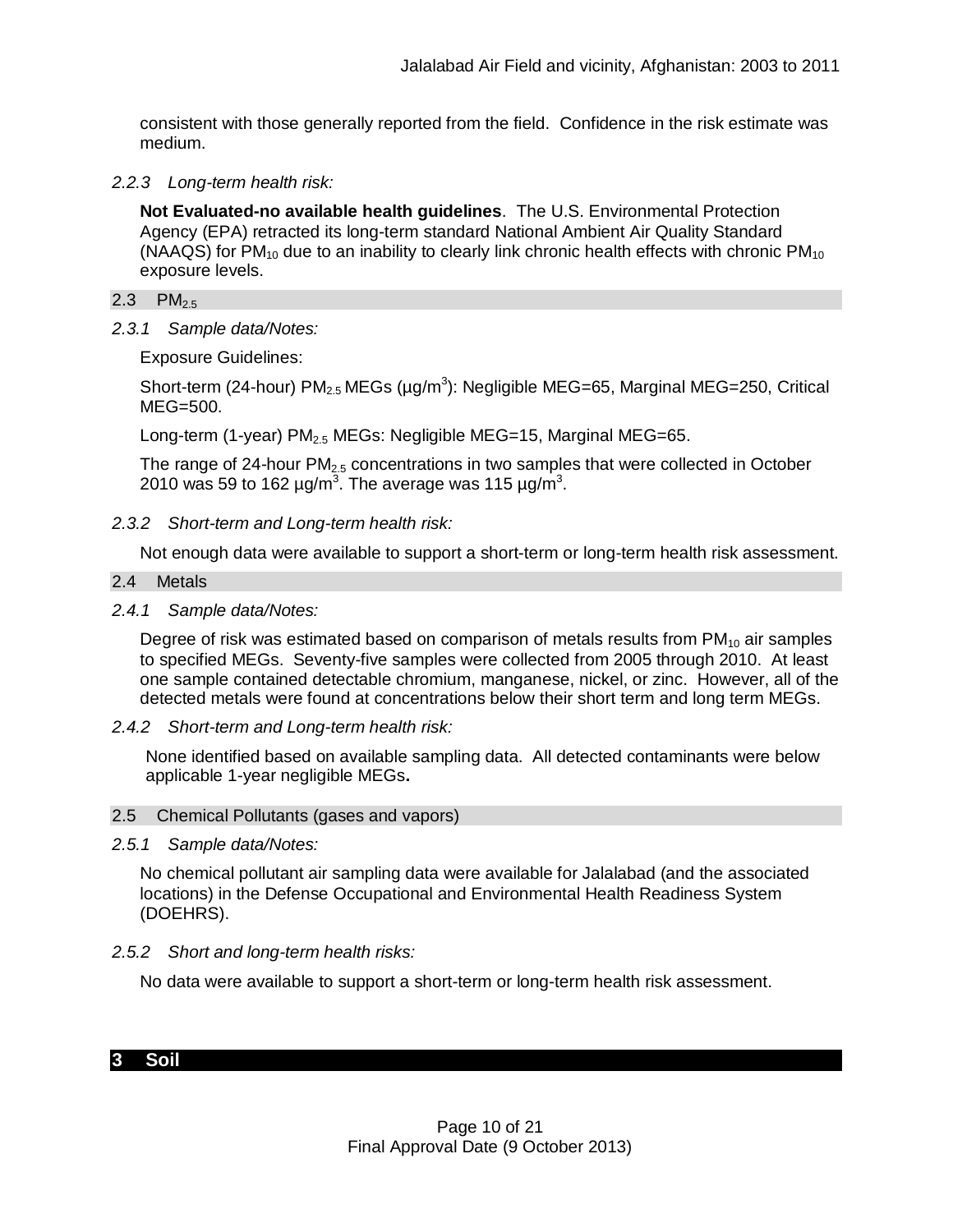consistent with those generally reported from the field. Confidence in the risk estimate was medium.

*2.2.3 Long-term health risk:*

**Not Evaluated-no available health guidelines**. The U.S. Environmental Protection Agency (EPA) retracted its long-term standard National Ambient Air Quality Standard (NAAQS) for $PM_{10}$ due to an inability to clearly link chronic health effects with chronic $PM_{10}$ exposure levels.

### 2.3 $PM_{2.5}$

*2.3.1 Sample data/Notes:*

Exposure Guidelines:

Short-term (24-hour) $PM_{2.5}$ MEGs (µg/m$^3$): Negligible MEG=65, Marginal MEG=250, Critical MEG=500.

Long-term (1-year) $PM_{2.5}$ MEGs: Negligible MEG=15, Marginal MEG=65.

The range of 24-hour $PM_{2.5}$ concentrations in two samples that were collected in October 2010 was 59 to 162 µg/m$^3$. The average was 115 µg/m$^3$.

*2.3.2 Short-term and Long-term health risk:*

Not enough data were available to support a short-term or long-term health risk assessment.

### 2.4 Metals

*2.4.1 Sample data/Notes:*

Degree of risk was estimated based on comparison of metals results from $PM_{10}$ air samples to specified MEGs. Seventy-five samples were collected from 2005 through 2010. At least one sample contained detectable chromium, manganese, nickel, or zinc. However, all of the detected metals were found at concentrations below their short term and long term MEGs.

*2.4.2 Short-term and Long-term health risk:*

None identified based on available sampling data. All detected contaminants were below applicable 1-year negligible MEGs**.**

### 2.5 Chemical Pollutants (gases and vapors)

*2.5.1 Sample data/Notes:*

No chemical pollutant air sampling data were available for Jalalabad (and the associated locations) in the Defense Occupational and Environmental Health Readiness System (DOEHRS).

*2.5.2 Short and long-term health risks:*

No data were available to support a short-term or long-term health risk assessment.

## 3 Soil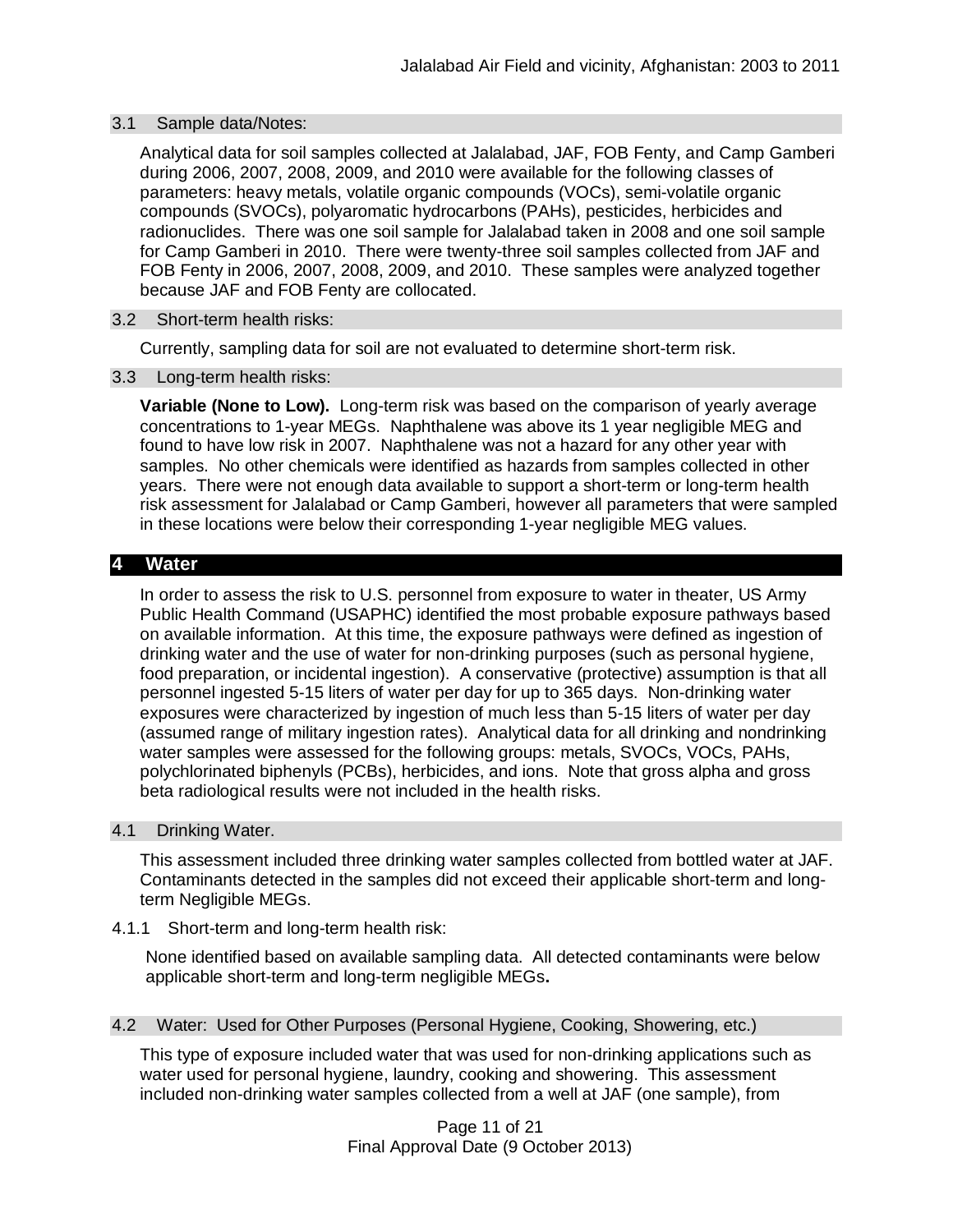### 3.1 Sample data/Notes:

Analytical data for soil samples collected at Jalalabad, JAF, FOB Fenty, and Camp Gamberi during 2006, 2007, 2008, 2009, and 2010 were available for the following classes of parameters: heavy metals, volatile organic compounds (VOCs), semi-volatile organic compounds (SVOCs), polyaromatic hydrocarbons (PAHs), pesticides, herbicides and radionuclides. There was one soil sample for Jalalabad taken in 2008 and one soil sample for Camp Gamberi in 2010. There were twenty-three soil samples collected from JAF and FOB Fenty in 2006, 2007, 2008, 2009, and 2010. These samples were analyzed together because JAF and FOB Fenty are collocated.

### 3.2 Short-term health risks:

Currently, sampling data for soil are not evaluated to determine short-term risk.

### 3.3 Long-term health risks:

**Variable (None to Low).** Long-term risk was based on the comparison of yearly average concentrations to 1-year MEGs. Naphthalene was above its 1 year negligible MEG and found to have low risk in 2007. Naphthalene was not a hazard for any other year with samples. No other chemicals were identified as hazards from samples collected in other years. There were not enough data available to support a short-term or long-term health risk assessment for Jalalabad or Camp Gamberi, however all parameters that were sampled in these locations were below their corresponding 1-year negligible MEG values.

## 4 Water

In order to assess the risk to U.S. personnel from exposure to water in theater, US Army Public Health Command (USAPHC) identified the most probable exposure pathways based on available information. At this time, the exposure pathways were defined as ingestion of drinking water and the use of water for non-drinking purposes (such as personal hygiene, food preparation, or incidental ingestion). A conservative (protective) assumption is that all personnel ingested 5-15 liters of water per day for up to 365 days. Non-drinking water exposures were characterized by ingestion of much less than 5-15 liters of water per day (assumed range of military ingestion rates). Analytical data for all drinking and nondrinking water samples were assessed for the following groups: metals, SVOCs, VOCs, PAHs, polychlorinated biphenyls (PCBs), herbicides, and ions. Note that gross alpha and gross beta radiological results were not included in the health risks.

### 4.1 Drinking Water.

This assessment included three drinking water samples collected from bottled water at JAF. Contaminants detected in the samples did not exceed their applicable short-term and long-term Negligible MEGs.

#### 4.1.1 Short-term and long-term health risk:

None identified based on available sampling data. All detected contaminants were below applicable short-term and long-term negligible MEGs**.**

### 4.2 Water: Used for Other Purposes (Personal Hygiene, Cooking, Showering, etc.)

This type of exposure included water that was used for non-drinking applications such as water used for personal hygiene, laundry, cooking and showering. This assessment included non-drinking water samples collected from a well at JAF (one sample), from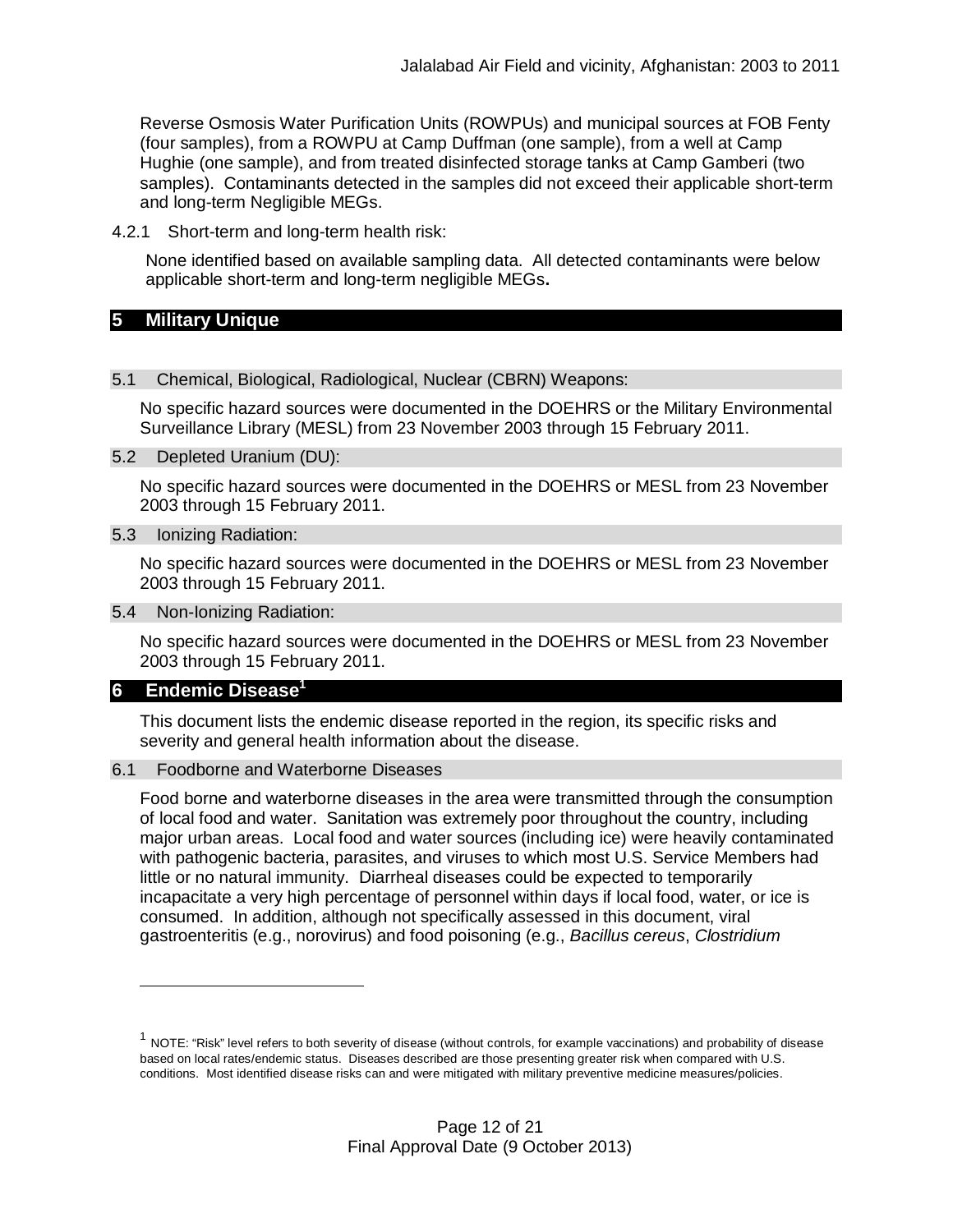Reverse Osmosis Water Purification Units (ROWPUs) and municipal sources at FOB Fenty (four samples), from a ROWPU at Camp Duffman (one sample), from a well at Camp Hughie (one sample), and from treated disinfected storage tanks at Camp Gamberi (two samples). Contaminants detected in the samples did not exceed their applicable short-term and long-term Negligible MEGs.

4.2.1 Short-term and long-term health risk:

None identified based on available sampling data. All detected contaminants were below applicable short-term and long-term negligible MEGs**.**

## 5 Military Unique

### 5.1 Chemical, Biological, Radiological, Nuclear (CBRN) Weapons:

No specific hazard sources were documented in the DOEHRS or the Military Environmental Surveillance Library (MESL) from 23 November 2003 through 15 February 2011.

### 5.2 Depleted Uranium (DU):

No specific hazard sources were documented in the DOEHRS or MESL from 23 November 2003 through 15 February 2011.

### 5.3 Ionizing Radiation:

No specific hazard sources were documented in the DOEHRS or MESL from 23 November 2003 through 15 February 2011.

### 5.4 Non-Ionizing Radiation:

No specific hazard sources were documented in the DOEHRS or MESL from 23 November 2003 through 15 February 2011.

## 6 Endemic Disease[1]

This document lists the endemic disease reported in the region, its specific risks and severity and general health information about the disease.

### 6.1 Foodborne and Waterborne Diseases

Food borne and waterborne diseases in the area were transmitted through the consumption of local food and water. Sanitation was extremely poor throughout the country, including major urban areas. Local food and water sources (including ice) were heavily contaminated with pathogenic bacteria, parasites, and viruses to which most U.S. Service Members had little or no natural immunity. Diarrheal diseases could be expected to temporarily incapacitate a very high percentage of personnel within days if local food, water, or ice is consumed. In addition, although not specifically assessed in this document, viral gastroenteritis (e.g., norovirus) and food poisoning (e.g., *Bacillus cereus*, *Clostridium*

[1] NOTE: "Risk" level refers to both severity of disease (without controls, for example vaccinations) and probability of disease based on local rates/endemic status. Diseases described are those presenting greater risk when compared with U.S. conditions. Most identified disease risks can and were mitigated with military preventive medicine measures/policies.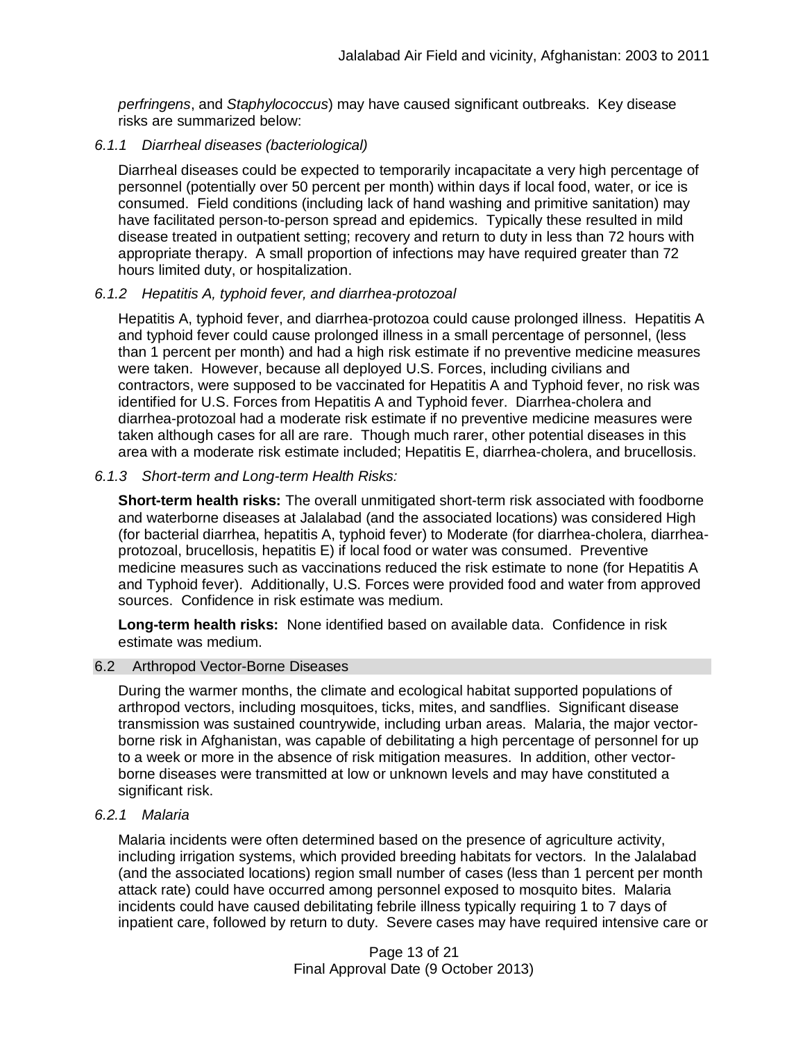*perfringens*, and *Staphylococcus*) may have caused significant outbreaks. Key disease risks are summarized below:

#### *6.1.1 Diarrheal diseases (bacteriological)*

Diarrheal diseases could be expected to temporarily incapacitate a very high percentage of personnel (potentially over 50 percent per month) within days if local food, water, or ice is consumed. Field conditions (including lack of hand washing and primitive sanitation) may have facilitated person-to-person spread and epidemics. Typically these resulted in mild disease treated in outpatient setting; recovery and return to duty in less than 72 hours with appropriate therapy. A small proportion of infections may have required greater than 72 hours limited duty, or hospitalization.

#### *6.1.2 Hepatitis A, typhoid fever, and diarrhea-protozoal*

Hepatitis A, typhoid fever, and diarrhea-protozoa could cause prolonged illness. Hepatitis A and typhoid fever could cause prolonged illness in a small percentage of personnel, (less than 1 percent per month) and had a high risk estimate if no preventive medicine measures were taken. However, because all deployed U.S. Forces, including civilians and contractors, were supposed to be vaccinated for Hepatitis A and Typhoid fever, no risk was identified for U.S. Forces from Hepatitis A and Typhoid fever. Diarrhea-cholera and diarrhea-protozoal had a moderate risk estimate if no preventive medicine measures were taken although cases for all are rare. Though much rarer, other potential diseases in this area with a moderate risk estimate included; Hepatitis E, diarrhea-cholera, and brucellosis.

#### *6.1.3 Short-term and Long-term Health Risks:*

**Short-term health risks:** The overall unmitigated short-term risk associated with foodborne and waterborne diseases at Jalalabad (and the associated locations) was considered High (for bacterial diarrhea, hepatitis A, typhoid fever) to Moderate (for diarrhea-cholera, diarrhea-protozoal, brucellosis, hepatitis E) if local food or water was consumed. Preventive medicine measures such as vaccinations reduced the risk estimate to none (for Hepatitis A and Typhoid fever). Additionally, U.S. Forces were provided food and water from approved sources. Confidence in risk estimate was medium.

**Long-term health risks:** None identified based on available data. Confidence in risk estimate was medium.

### 6.2 Arthropod Vector-Borne Diseases

During the warmer months, the climate and ecological habitat supported populations of arthropod vectors, including mosquitoes, ticks, mites, and sandflies. Significant disease transmission was sustained countrywide, including urban areas. Malaria, the major vector-borne risk in Afghanistan, was capable of debilitating a high percentage of personnel for up to a week or more in the absence of risk mitigation measures. In addition, other vector-borne diseases were transmitted at low or unknown levels and may have constituted a significant risk.

#### *6.2.1 Malaria*

Malaria incidents were often determined based on the presence of agriculture activity, including irrigation systems, which provided breeding habitats for vectors. In the Jalalabad (and the associated locations) region small number of cases (less than 1 percent per month attack rate) could have occurred among personnel exposed to mosquito bites. Malaria incidents could have caused debilitating febrile illness typically requiring 1 to 7 days of inpatient care, followed by return to duty. Severe cases may have required intensive care or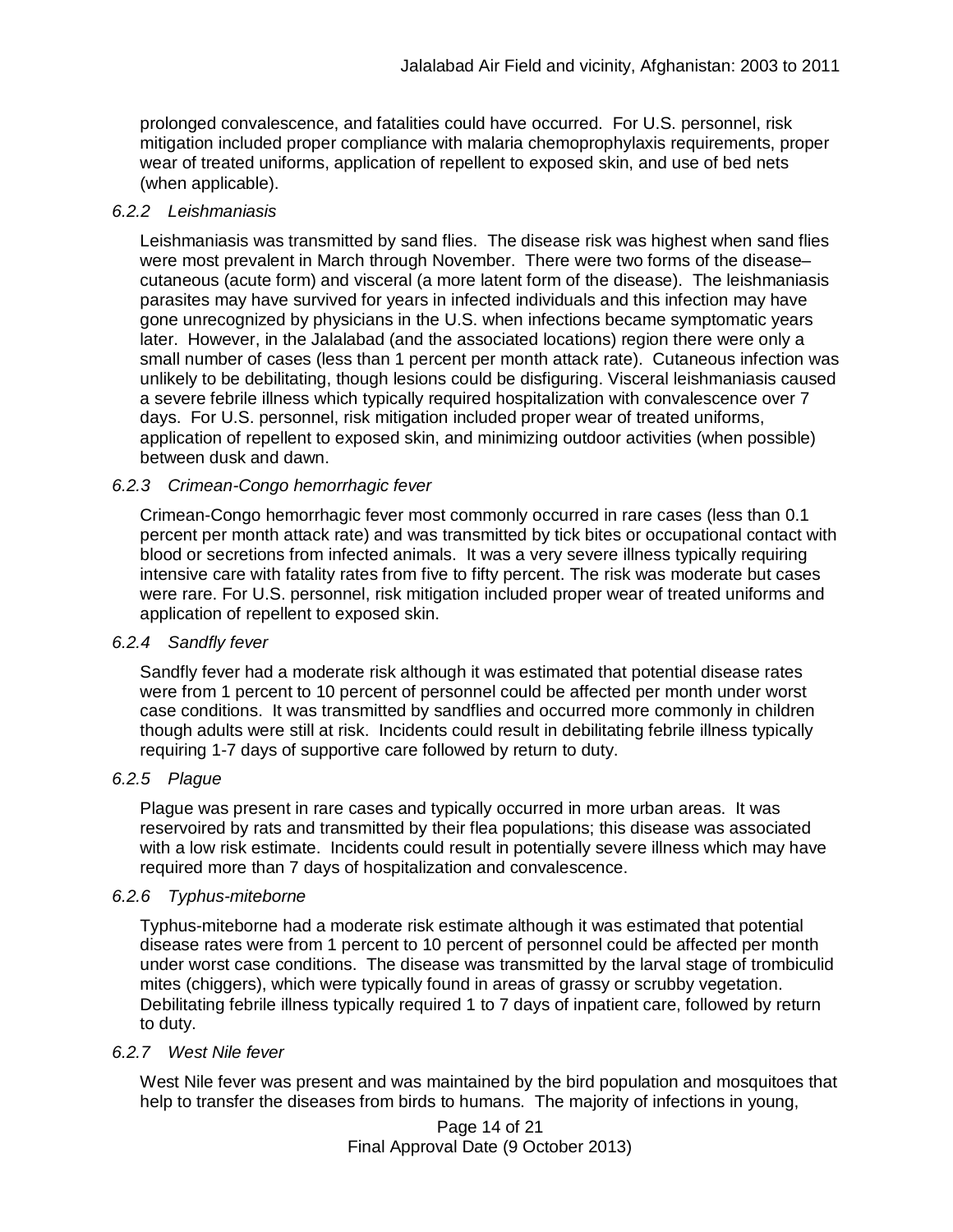prolonged convalescence, and fatalities could have occurred. For U.S. personnel, risk mitigation included proper compliance with malaria chemoprophylaxis requirements, proper wear of treated uniforms, application of repellent to exposed skin, and use of bed nets (when applicable).

### *6.2.2 Leishmaniasis*

Leishmaniasis was transmitted by sand flies. The disease risk was highest when sand flies were most prevalent in March through November. There were two forms of the disease– cutaneous (acute form) and visceral (a more latent form of the disease). The leishmaniasis parasites may have survived for years in infected individuals and this infection may have gone unrecognized by physicians in the U.S. when infections became symptomatic years later. However, in the Jalalabad (and the associated locations) region there were only a small number of cases (less than 1 percent per month attack rate). Cutaneous infection was unlikely to be debilitating, though lesions could be disfiguring. Visceral leishmaniasis caused a severe febrile illness which typically required hospitalization with convalescence over 7 days. For U.S. personnel, risk mitigation included proper wear of treated uniforms, application of repellent to exposed skin, and minimizing outdoor activities (when possible) between dusk and dawn.

### *6.2.3 Crimean-Congo hemorrhagic fever*

Crimean-Congo hemorrhagic fever most commonly occurred in rare cases (less than 0.1 percent per month attack rate) and was transmitted by tick bites or occupational contact with blood or secretions from infected animals. It was a very severe illness typically requiring intensive care with fatality rates from five to fifty percent. The risk was moderate but cases were rare. For U.S. personnel, risk mitigation included proper wear of treated uniforms and application of repellent to exposed skin.

### *6.2.4 Sandfly fever*

Sandfly fever had a moderate risk although it was estimated that potential disease rates were from 1 percent to 10 percent of personnel could be affected per month under worst case conditions. It was transmitted by sandflies and occurred more commonly in children though adults were still at risk. Incidents could result in debilitating febrile illness typically requiring 1-7 days of supportive care followed by return to duty.

### *6.2.5 Plague*

Plague was present in rare cases and typically occurred in more urban areas. It was reservoired by rats and transmitted by their flea populations; this disease was associated with a low risk estimate. Incidents could result in potentially severe illness which may have required more than 7 days of hospitalization and convalescence.

### *6.2.6 Typhus-miteborne*

Typhus-miteborne had a moderate risk estimate although it was estimated that potential disease rates were from 1 percent to 10 percent of personnel could be affected per month under worst case conditions. The disease was transmitted by the larval stage of trombiculid mites (chiggers), which were typically found in areas of grassy or scrubby vegetation. Debilitating febrile illness typically required 1 to 7 days of inpatient care, followed by return to duty.

### *6.2.7 West Nile fever*

West Nile fever was present and was maintained by the bird population and mosquitoes that help to transfer the diseases from birds to humans. The majority of infections in young,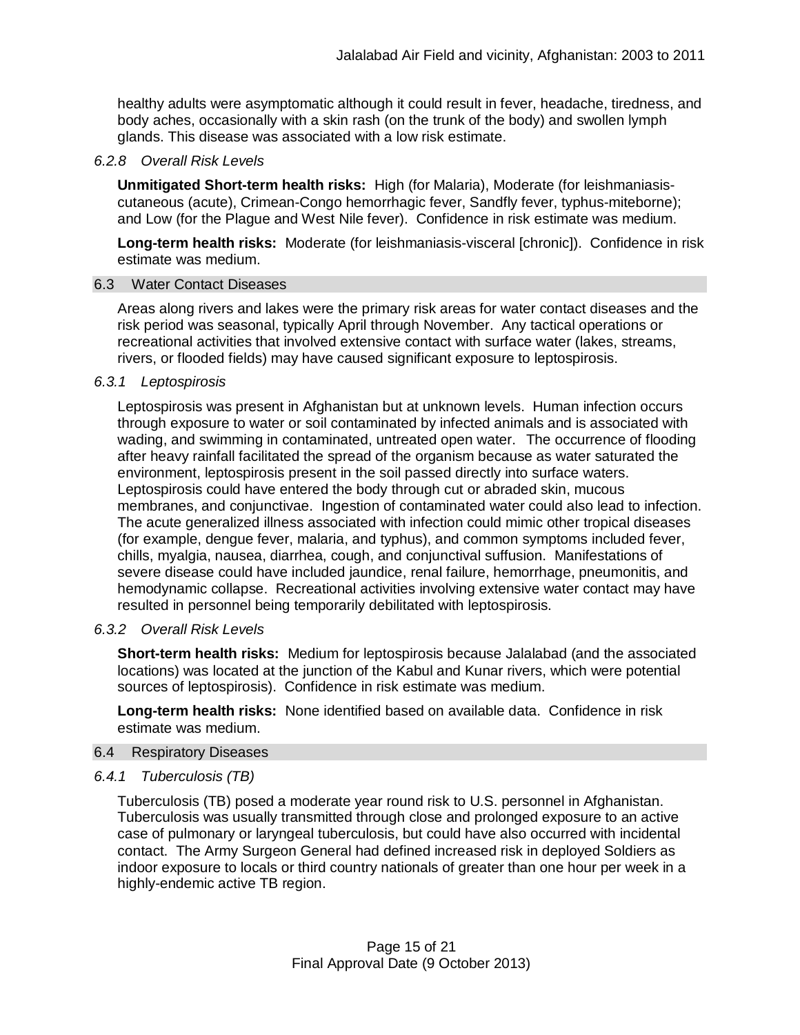healthy adults were asymptomatic although it could result in fever, headache, tiredness, and body aches, occasionally with a skin rash (on the trunk of the body) and swollen lymph glands. This disease was associated with a low risk estimate.

#### *6.2.8 Overall Risk Levels*

**Unmitigated Short-term health risks:** High (for Malaria), Moderate (for leishmaniasis-cutaneous (acute), Crimean-Congo hemorrhagic fever, Sandfly fever, typhus-miteborne); and Low (for the Plague and West Nile fever). Confidence in risk estimate was medium.

**Long-term health risks:** Moderate (for leishmaniasis-visceral [chronic]). Confidence in risk estimate was medium.

### 6.3 Water Contact Diseases

Areas along rivers and lakes were the primary risk areas for water contact diseases and the risk period was seasonal, typically April through November. Any tactical operations or recreational activities that involved extensive contact with surface water (lakes, streams, rivers, or flooded fields) may have caused significant exposure to leptospirosis.

#### *6.3.1 Leptospirosis*

Leptospirosis was present in Afghanistan but at unknown levels. Human infection occurs through exposure to water or soil contaminated by infected animals and is associated with wading, and swimming in contaminated, untreated open water. The occurrence of flooding after heavy rainfall facilitated the spread of the organism because as water saturated the environment, leptospirosis present in the soil passed directly into surface waters. Leptospirosis could have entered the body through cut or abraded skin, mucous membranes, and conjunctivae. Ingestion of contaminated water could also lead to infection. The acute generalized illness associated with infection could mimic other tropical diseases (for example, dengue fever, malaria, and typhus), and common symptoms included fever, chills, myalgia, nausea, diarrhea, cough, and conjunctival suffusion. Manifestations of severe disease could have included jaundice, renal failure, hemorrhage, pneumonitis, and hemodynamic collapse. Recreational activities involving extensive water contact may have resulted in personnel being temporarily debilitated with leptospirosis.

#### *6.3.2 Overall Risk Levels*

**Short-term health risks:** Medium for leptospirosis because Jalalabad (and the associated locations) was located at the junction of the Kabul and Kunar rivers, which were potential sources of leptospirosis). Confidence in risk estimate was medium.

**Long-term health risks:** None identified based on available data. Confidence in risk estimate was medium.

### 6.4 Respiratory Diseases

#### *6.4.1 Tuberculosis (TB)*

Tuberculosis (TB) posed a moderate year round risk to U.S. personnel in Afghanistan. Tuberculosis was usually transmitted through close and prolonged exposure to an active case of pulmonary or laryngeal tuberculosis, but could have also occurred with incidental contact. The Army Surgeon General had defined increased risk in deployed Soldiers as indoor exposure to locals or third country nationals of greater than one hour per week in a highly-endemic active TB region.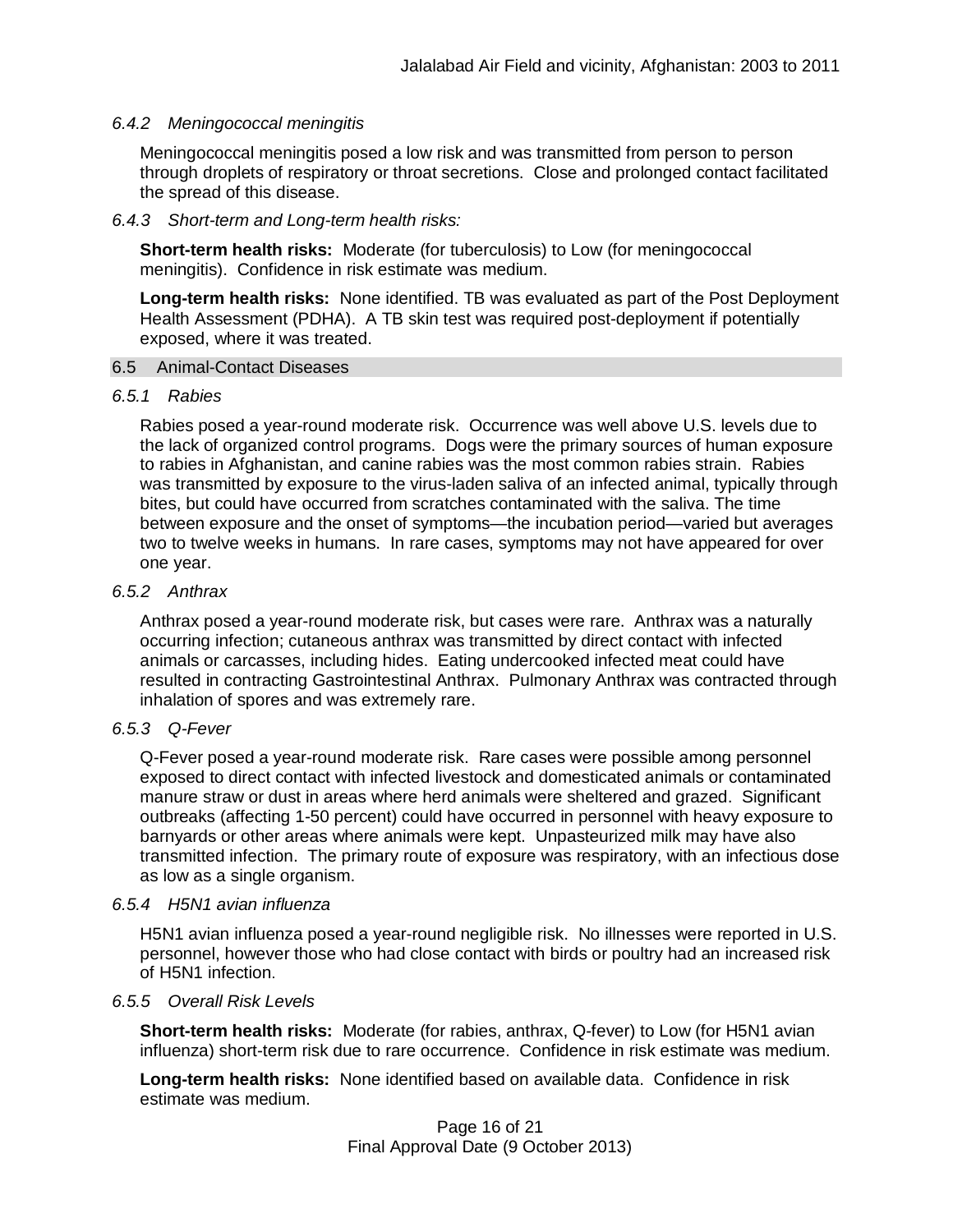#### *6.4.2 Meningococcal meningitis*

Meningococcal meningitis posed a low risk and was transmitted from person to person through droplets of respiratory or throat secretions. Close and prolonged contact facilitated the spread of this disease.

#### *6.4.3 Short-term and Long-term health risks:*

**Short-term health risks:** Moderate (for tuberculosis) to Low (for meningococcal meningitis). Confidence in risk estimate was medium.

**Long-term health risks:** None identified. TB was evaluated as part of the Post Deployment Health Assessment (PDHA). A TB skin test was required post-deployment if potentially exposed, where it was treated.

### 6.5 Animal-Contact Diseases

#### *6.5.1 Rabies*

Rabies posed a year-round moderate risk. Occurrence was well above U.S. levels due to the lack of organized control programs. Dogs were the primary sources of human exposure to rabies in Afghanistan, and canine rabies was the most common rabies strain. Rabies was transmitted by exposure to the virus-laden saliva of an infected animal, typically through bites, but could have occurred from scratches contaminated with the saliva. The time between exposure and the onset of symptoms—the incubation period—varied but averages two to twelve weeks in humans. In rare cases, symptoms may not have appeared for over one year.

#### *6.5.2 Anthrax*

Anthrax posed a year-round moderate risk, but cases were rare. Anthrax was a naturally occurring infection; cutaneous anthrax was transmitted by direct contact with infected animals or carcasses, including hides. Eating undercooked infected meat could have resulted in contracting Gastrointestinal Anthrax. Pulmonary Anthrax was contracted through inhalation of spores and was extremely rare.

#### *6.5.3 Q-Fever*

Q-Fever posed a year-round moderate risk. Rare cases were possible among personnel exposed to direct contact with infected livestock and domesticated animals or contaminated manure straw or dust in areas where herd animals were sheltered and grazed. Significant outbreaks (affecting 1-50 percent) could have occurred in personnel with heavy exposure to barnyards or other areas where animals were kept. Unpasteurized milk may have also transmitted infection. The primary route of exposure was respiratory, with an infectious dose as low as a single organism.

#### *6.5.4 H5N1 avian influenza*

H5N1 avian influenza posed a year-round negligible risk. No illnesses were reported in U.S. personnel, however those who had close contact with birds or poultry had an increased risk of H5N1 infection.

#### *6.5.5 Overall Risk Levels*

**Short-term health risks:** Moderate (for rabies, anthrax, Q-fever) to Low (for H5N1 avian influenza) short-term risk due to rare occurrence. Confidence in risk estimate was medium.

**Long-term health risks:** None identified based on available data. Confidence in risk estimate was medium.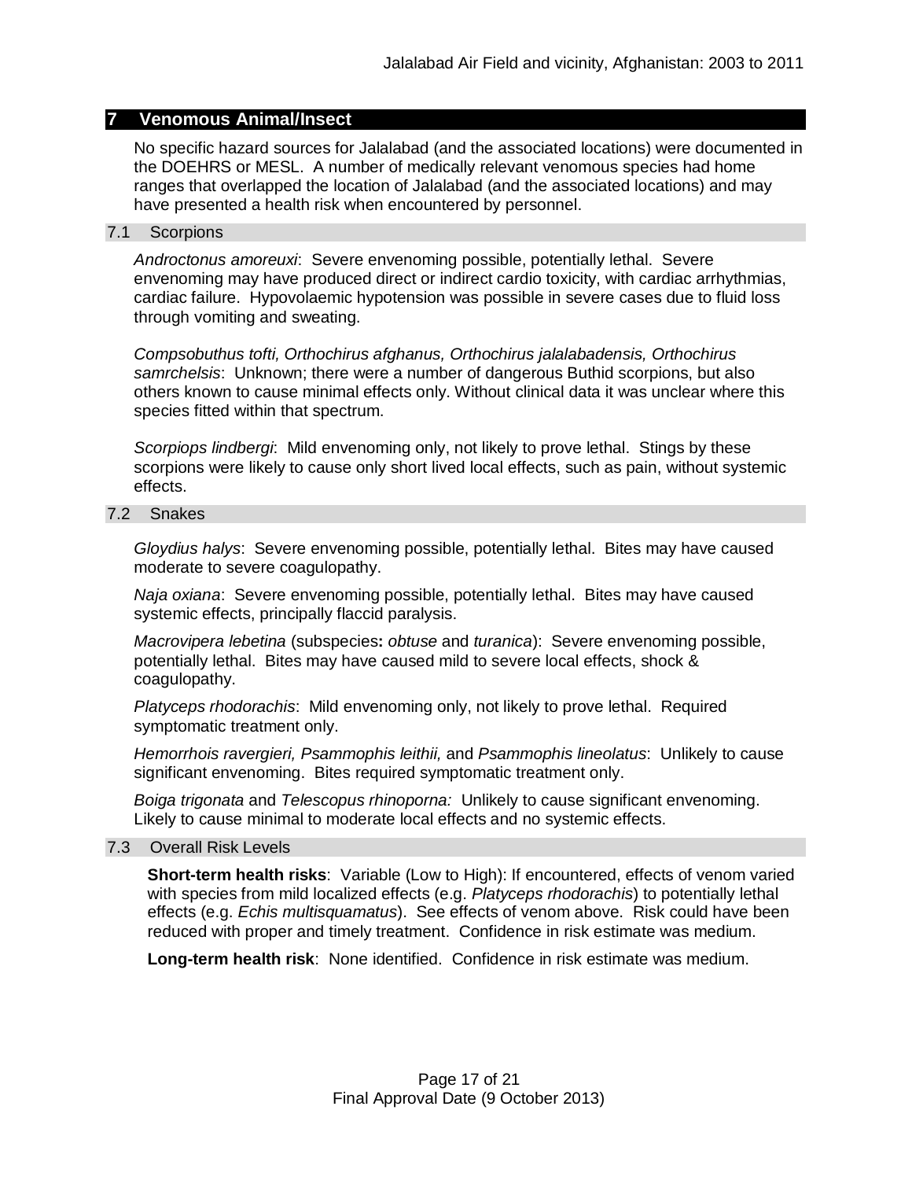## 7 Venomous Animal/Insect

No specific hazard sources for Jalalabad (and the associated locations) were documented in the DOEHRS or MESL. A number of medically relevant venomous species had home ranges that overlapped the location of Jalalabad (and the associated locations) and may have presented a health risk when encountered by personnel.

### 7.1 Scorpions

*Androctonus amoreuxi*: Severe envenoming possible, potentially lethal. Severe envenoming may have produced direct or indirect cardio toxicity, with cardiac arrhythmias, cardiac failure. Hypovolaemic hypotension was possible in severe cases due to fluid loss through vomiting and sweating.

*Compsobuthus tofti, Orthochirus afghanus, Orthochirus jalalabadensis, Orthochirus samrchelsis*: Unknown; there were a number of dangerous Buthid scorpions, but also others known to cause minimal effects only. Without clinical data it was unclear where this species fitted within that spectrum.

*Scorpiops lindbergi*: Mild envenoming only, not likely to prove lethal. Stings by these scorpions were likely to cause only short lived local effects, such as pain, without systemic effects.

### 7.2 Snakes

*Gloydius halys*: Severe envenoming possible, potentially lethal. Bites may have caused moderate to severe coagulopathy.

*Naja oxiana*: Severe envenoming possible, potentially lethal. Bites may have caused systemic effects, principally flaccid paralysis.

*Macrovipera lebetina* (subspecies**:** *obtuse* and *turanica*): Severe envenoming possible, potentially lethal. Bites may have caused mild to severe local effects, shock & coagulopathy.

*Platyceps rhodorachis*: Mild envenoming only, not likely to prove lethal. Required symptomatic treatment only.

*Hemorrhois ravergieri, Psammophis leithii,* and *Psammophis lineolatus*: Unlikely to cause significant envenoming. Bites required symptomatic treatment only.

*Boiga trigonata* and *Telescopus rhinoporna:* Unlikely to cause significant envenoming. Likely to cause minimal to moderate local effects and no systemic effects.

### 7.3 Overall Risk Levels

**Short-term health risks**: Variable (Low to High): If encountered, effects of venom varied with species from mild localized effects (e.g. *Platyceps rhodorachis*) to potentially lethal effects (e.g. *Echis multisquamatus*). See effects of venom above. Risk could have been reduced with proper and timely treatment. Confidence in risk estimate was medium.

**Long-term health risk**: None identified. Confidence in risk estimate was medium.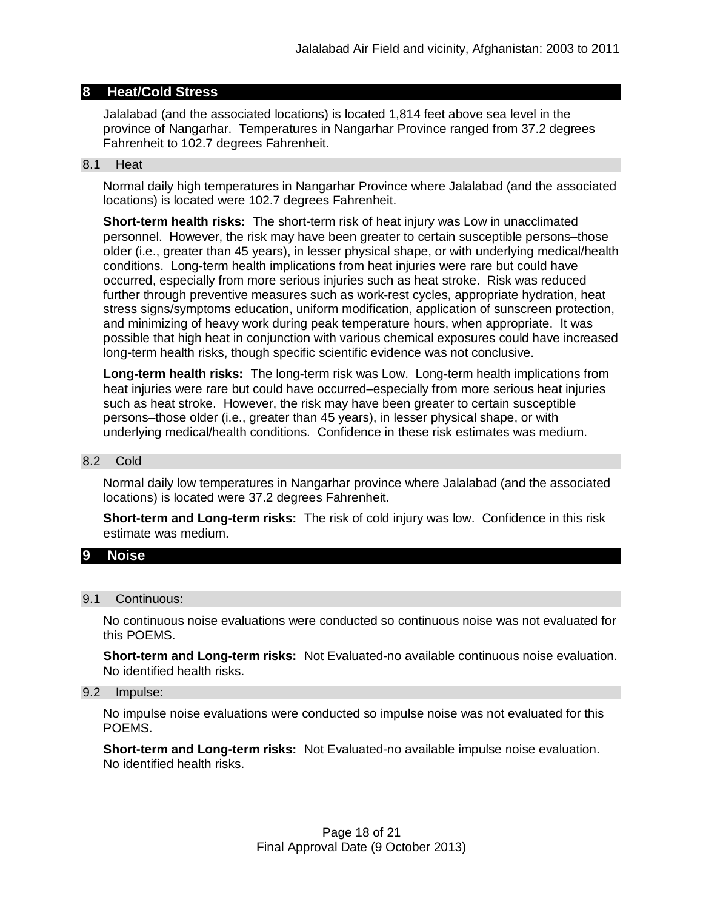## 8 Heat/Cold Stress

Jalalabad (and the associated locations) is located 1,814 feet above sea level in the province of Nangarhar. Temperatures in Nangarhar Province ranged from 37.2 degrees Fahrenheit to 102.7 degrees Fahrenheit.

### 8.1 Heat

Normal daily high temperatures in Nangarhar Province where Jalalabad (and the associated locations) is located were 102.7 degrees Fahrenheit.

**Short-term health risks:** The short-term risk of heat injury was Low in unacclimated personnel. However, the risk may have been greater to certain susceptible persons–those older (i.e., greater than 45 years), in lesser physical shape, or with underlying medical/health conditions. Long-term health implications from heat injuries were rare but could have occurred, especially from more serious injuries such as heat stroke. Risk was reduced further through preventive measures such as work-rest cycles, appropriate hydration, heat stress signs/symptoms education, uniform modification, application of sunscreen protection, and minimizing of heavy work during peak temperature hours, when appropriate. It was possible that high heat in conjunction with various chemical exposures could have increased long-term health risks, though specific scientific evidence was not conclusive.

**Long-term health risks:** The long-term risk was Low. Long-term health implications from heat injuries were rare but could have occurred–especially from more serious heat injuries such as heat stroke. However, the risk may have been greater to certain susceptible persons–those older (i.e., greater than 45 years), in lesser physical shape, or with underlying medical/health conditions. Confidence in these risk estimates was medium.

### 8.2 Cold

Normal daily low temperatures in Nangarhar province where Jalalabad (and the associated locations) is located were 37.2 degrees Fahrenheit.

**Short-term and Long-term risks:** The risk of cold injury was low. Confidence in this risk estimate was medium.

## 9 Noise

### 9.1 Continuous:

No continuous noise evaluations were conducted so continuous noise was not evaluated for this POEMS.

**Short-term and Long-term risks:** Not Evaluated-no available continuous noise evaluation. No identified health risks.

### 9.2 Impulse:

No impulse noise evaluations were conducted so impulse noise was not evaluated for this POEMS.

**Short-term and Long-term risks:** Not Evaluated-no available impulse noise evaluation. No identified health risks.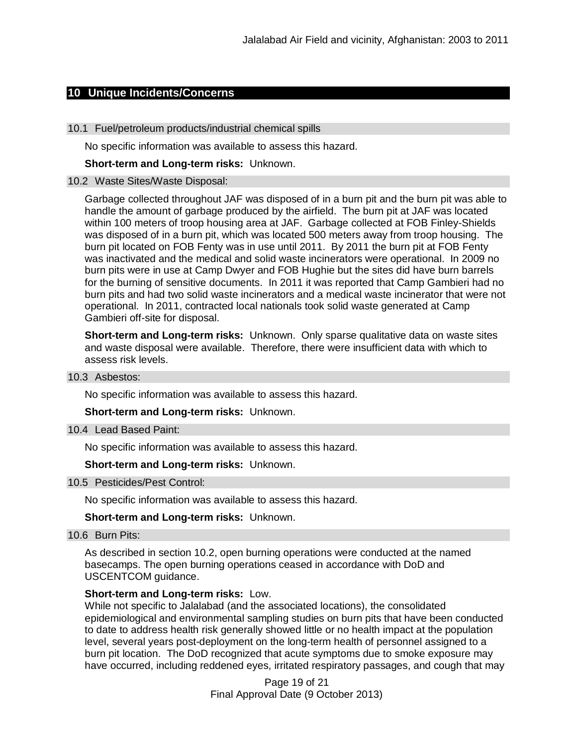## 10 Unique Incidents/Concerns

### 10.1 Fuel/petroleum products/industrial chemical spills

No specific information was available to assess this hazard.

**Short-term and Long-term risks:** Unknown.

### 10.2 Waste Sites/Waste Disposal:

Garbage collected throughout JAF was disposed of in a burn pit and the burn pit was able to handle the amount of garbage produced by the airfield. The burn pit at JAF was located within 100 meters of troop housing area at JAF. Garbage collected at FOB Finley-Shields was disposed of in a burn pit, which was located 500 meters away from troop housing. The burn pit located on FOB Fenty was in use until 2011. By 2011 the burn pit at FOB Fenty was inactivated and the medical and solid waste incinerators were operational. In 2009 no burn pits were in use at Camp Dwyer and FOB Hughie but the sites did have burn barrels for the burning of sensitive documents. In 2011 it was reported that Camp Gambieri had no burn pits and had two solid waste incinerators and a medical waste incinerator that were not operational. In 2011, contracted local nationals took solid waste generated at Camp Gambieri off-site for disposal.

**Short-term and Long-term risks:** Unknown. Only sparse qualitative data on waste sites and waste disposal were available. Therefore, there were insufficient data with which to assess risk levels.

### 10.3 Asbestos:

No specific information was available to assess this hazard.

**Short-term and Long-term risks:** Unknown.

### 10.4 Lead Based Paint:

No specific information was available to assess this hazard.

**Short-term and Long-term risks:** Unknown.

### 10.5 Pesticides/Pest Control:

No specific information was available to assess this hazard.

**Short-term and Long-term risks:** Unknown.

### 10.6 Burn Pits:

As described in section 10.2, open burning operations were conducted at the named basecamps. The open burning operations ceased in accordance with DoD and USCENTCOM guidance.

**Short-term and Long-term risks:** Low.
While not specific to Jalalabad (and the associated locations), the consolidated epidemiological and environmental sampling studies on burn pits that have been conducted to date to address health risk generally showed little or no health impact at the population level, several years post-deployment on the long-term health of personnel assigned to a burn pit location. The DoD recognized that acute symptoms due to smoke exposure may have occurred, including reddened eyes, irritated respiratory passages, and cough that may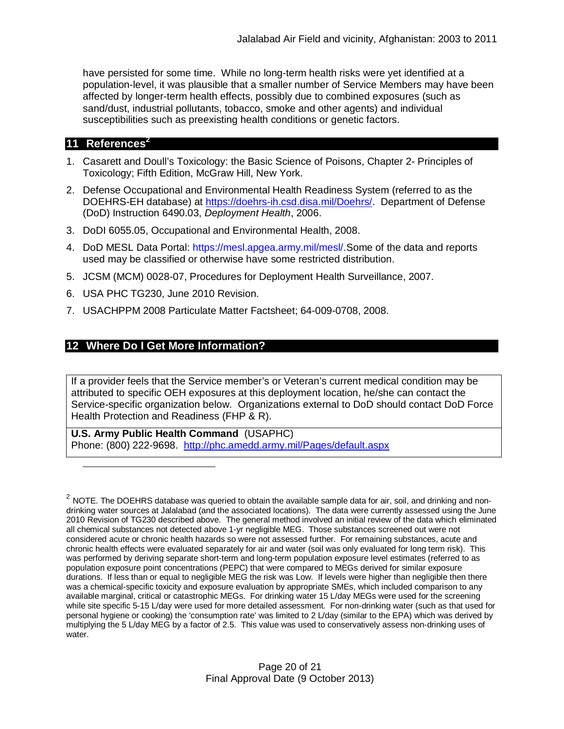have persisted for some time. While no long-term health risks were yet identified at a population-level, it was plausible that a smaller number of Service Members may have been affected by longer-term health effects, possibly due to combined exposures (such as sand/dust, industrial pollutants, tobacco, smoke and other agents) and individual susceptibilities such as preexisting health conditions or genetic factors.

## 11 References[2]

1. Casarett and Doull's Toxicology: the Basic Science of Poisons, Chapter 2- Principles of Toxicology; Fifth Edition, McGraw Hill, New York.
2. Defense Occupational and Environmental Health Readiness System (referred to as the DOEHRS-EH database) at https://doehrs-ih.csd.disa.mil/Doehrs/. Department of Defense (DoD) Instruction 6490.03, *Deployment Health*, 2006.
3. DoDI 6055.05, Occupational and Environmental Health, 2008.
4. DoD MESL Data Portal: https://mesl.apgea.army.mil/mesl/.Some of the data and reports used may be classified or otherwise have some restricted distribution.
5. JCSM (MCM) 0028-07, Procedures for Deployment Health Surveillance, 2007.
6. USA PHC TG230, June 2010 Revision.
7. USACHPPM 2008 Particulate Matter Factsheet; 64-009-0708, 2008.

## 12 Where Do I Get More Information?

If a provider feels that the Service member's or Veteran's current medical condition may be attributed to specific OEH exposures at this deployment location, he/she can contact the Service-specific organization below. Organizations external to DoD should contact DoD Force Health Protection and Readiness (FHP & R).

**U.S. Army Public Health Command** (USAPHC)
Phone: (800) 222-9698. http://phc.amedd.army.mil/Pages/default.aspx

---

[2] NOTE. The DOEHRS database was queried to obtain the available sample data for air, soil, and drinking and non-drinking water sources at Jalalabad (and the associated locations). The data were currently assessed using the June 2010 Revision of TG230 described above. The general method involved an initial review of the data which eliminated all chemical substances not detected above 1-yr negligible MEG. Those substances screened out were not considered acute or chronic health hazards so were not assessed further. For remaining substances, acute and chronic health effects were evaluated separately for air and water (soil was only evaluated for long term risk). This was performed by deriving separate short-term and long-term population exposure level estimates (referred to as population exposure point concentrations (PEPC) that were compared to MEGs derived for similar exposure durations. If less than or equal to negligible MEG the risk was Low. If levels were higher than negligible then there was a chemical-specific toxicity and exposure evaluation by appropriate SMEs, which included comparison to any available marginal, critical or catastrophic MEGs. For drinking water 15 L/day MEGs were used for the screening while site specific 5-15 L/day were used for more detailed assessment. For non-drinking water (such as that used for personal hygiene or cooking) the 'consumption rate' was limited to 2 L/day (similar to the EPA) which was derived by multiplying the 5 L/day MEG by a factor of 2.5. This value was used to conservatively assess non-drinking uses of water.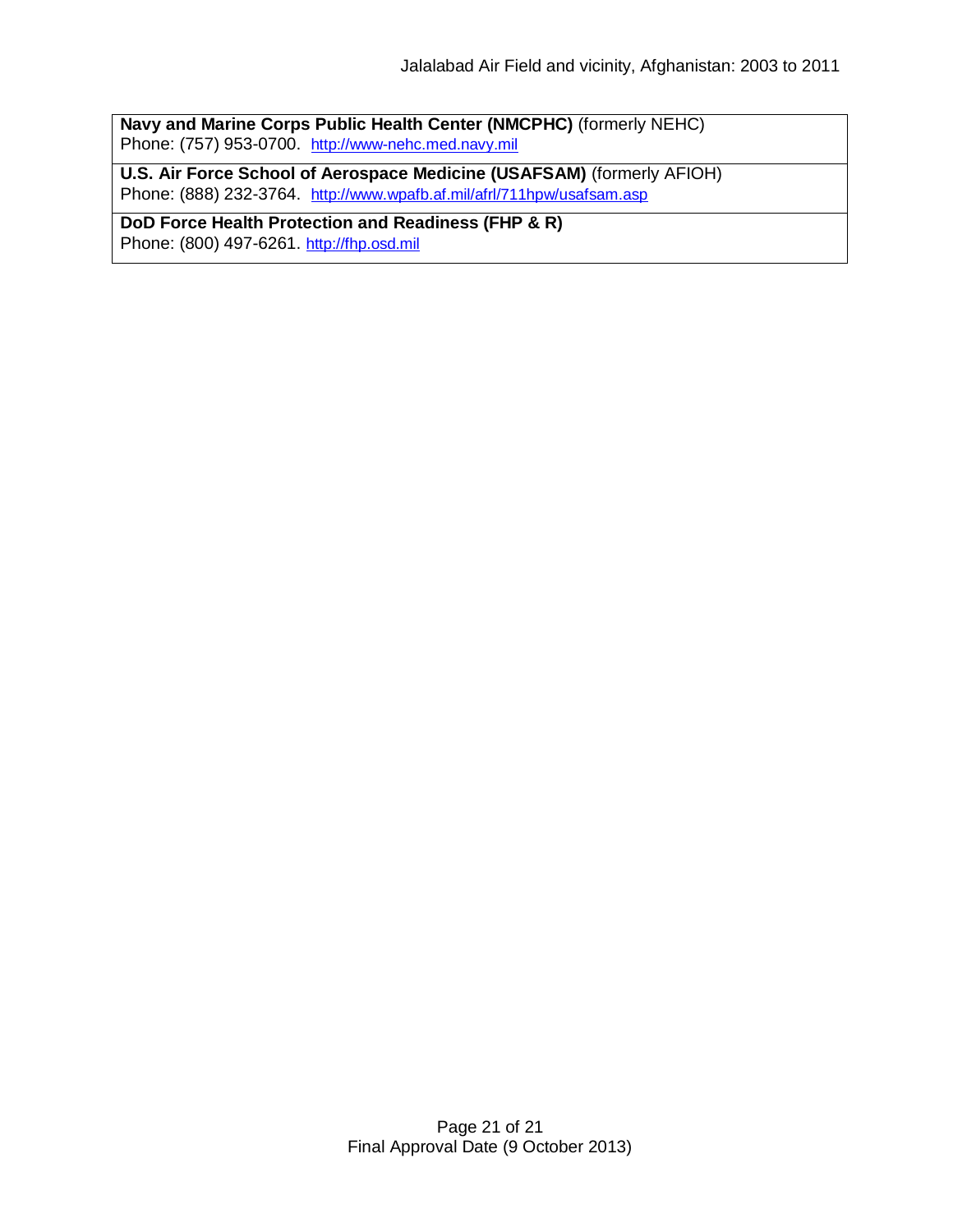| |
|---|
| **Navy and Marine Corps Public Health Center (NMCPHC)** (formerly NEHC)<br>Phone: (757) 953-0700. http://www-nehc.med.navy.mil |
| **U.S. Air Force School of Aerospace Medicine (USAFSAM)** (formerly AFIOH)<br>Phone: (888) 232-3764. http://www.wpafb.af.mil/afrl/711hpw/usafsam.asp |
| **DoD Force Health Protection and Readiness (FHP & R)**<br>Phone: (800) 497-6261. http://fhp.osd.mil |

Final Approval Date (9 October 2013)